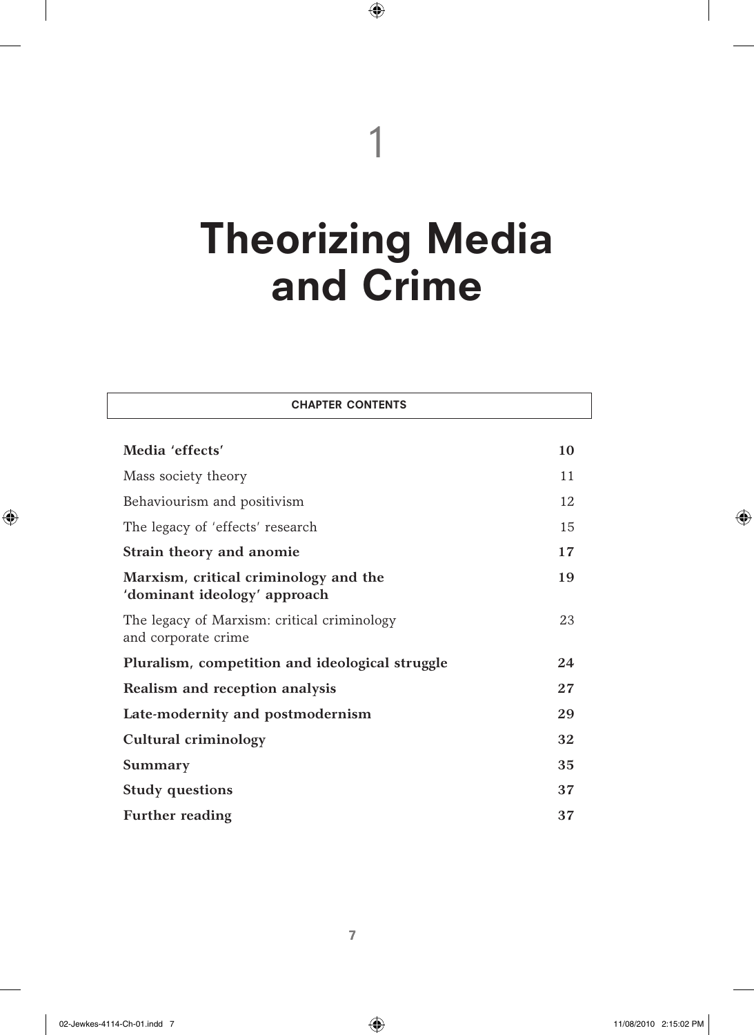# 1

# Theorizing Media and Crime

| CHAPTER CONTENTS | |
|---|---|
| **Media 'effects'** | **10** |
| Mass society theory | 11 |
| Behaviourism and positivism | 12 |
| The legacy of 'effects' research | 15 |
| **Strain theory and anomie** | **17** |
| **Marxism, critical criminology and the 'dominant ideology' approach** | **19** |
| The legacy of Marxism: critical criminology and corporate crime | 23 |
| **Pluralism, competition and ideological struggle** | **24** |
| **Realism and reception analysis** | **27** |
| **Late-modernity and postmodernism** | **29** |
| **Cultural criminology** | **32** |
| **Summary** | **35** |
| **Study questions** | **37** |
| **Further reading** | **37** |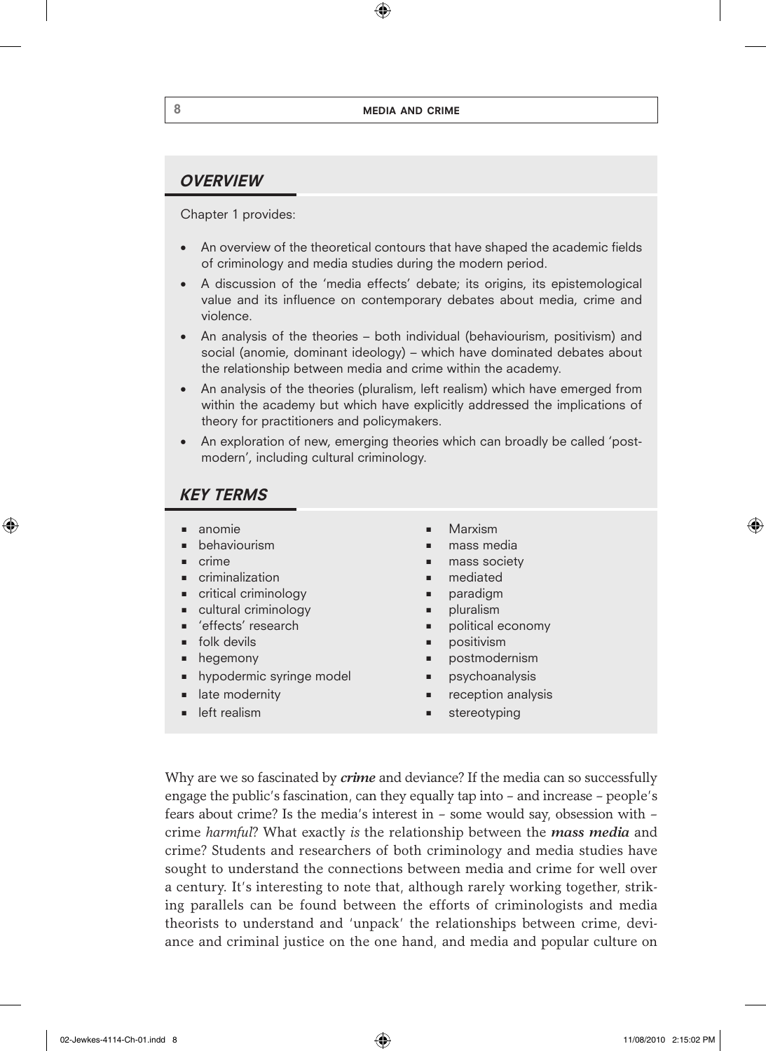## *OVERVIEW*

Chapter 1 provides:

- An overview of the theoretical contours that have shaped the academic fields of criminology and media studies during the modern period.
- A discussion of the 'media effects' debate; its origins, its epistemological value and its influence on contemporary debates about media, crime and violence.
- An analysis of the theories – both individual (behaviourism, positivism) and social (anomie, dominant ideology) – which have dominated debates about the relationship between media and crime within the academy.
- An analysis of the theories (pluralism, left realism) which have emerged from within the academy but which have explicitly addressed the implications of theory for practitioners and policymakers.
- An exploration of new, emerging theories which can broadly be called 'post-modern', including cultural criminology.

## *KEY TERMS*

- anomie
- behaviourism
- crime
- criminalization
- critical criminology
- cultural criminology
- 'effects' research
- folk devils
- hegemony
- hypodermic syringe model
- late modernity
- left realism
- Marxism
- mass media
- mass society
- mediated
- paradigm
- pluralism
- political economy
- positivism
- postmodernism
- psychoanalysis
- reception analysis
- stereotyping

Why are we so fascinated by ***crime*** and deviance? If the media can so successfully engage the public's fascination, can they equally tap into – and increase – people's fears about crime? Is the media's interest in – some would say, obsession with – crime *harmful*? What exactly *is* the relationship between the ***mass media*** and crime? Students and researchers of both criminology and media studies have sought to understand the connections between media and crime for well over a century. It's interesting to note that, although rarely working together, striking parallels can be found between the efforts of criminologists and media theorists to understand and 'unpack' the relationships between crime, deviance and criminal justice on the one hand, and media and popular culture on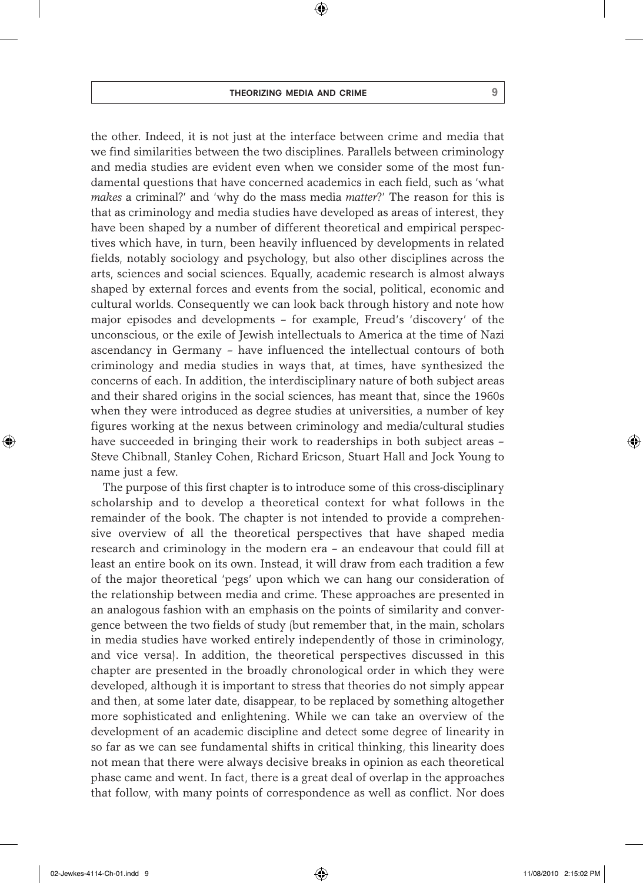the other. Indeed, it is not just at the interface between crime and media that we find similarities between the two disciplines. Parallels between criminology and media studies are evident even when we consider some of the most fundamental questions that have concerned academics in each field, such as 'what *makes* a criminal?' and 'why do the mass media *matter*?' The reason for this is that as criminology and media studies have developed as areas of interest, they have been shaped by a number of different theoretical and empirical perspectives which have, in turn, been heavily influenced by developments in related fields, notably sociology and psychology, but also other disciplines across the arts, sciences and social sciences. Equally, academic research is almost always shaped by external forces and events from the social, political, economic and cultural worlds. Consequently we can look back through history and note how major episodes and developments – for example, Freud's 'discovery' of the unconscious, or the exile of Jewish intellectuals to America at the time of Nazi ascendancy in Germany – have influenced the intellectual contours of both criminology and media studies in ways that, at times, have synthesized the concerns of each. In addition, the interdisciplinary nature of both subject areas and their shared origins in the social sciences, has meant that, since the 1960s when they were introduced as degree studies at universities, a number of key figures working at the nexus between criminology and media/cultural studies have succeeded in bringing their work to readerships in both subject areas – Steve Chibnall, Stanley Cohen, Richard Ericson, Stuart Hall and Jock Young to name just a few.

The purpose of this first chapter is to introduce some of this cross-disciplinary scholarship and to develop a theoretical context for what follows in the remainder of the book. The chapter is not intended to provide a comprehensive overview of all the theoretical perspectives that have shaped media research and criminology in the modern era – an endeavour that could fill at least an entire book on its own. Instead, it will draw from each tradition a few of the major theoretical 'pegs' upon which we can hang our consideration of the relationship between media and crime. These approaches are presented in an analogous fashion with an emphasis on the points of similarity and convergence between the two fields of study (but remember that, in the main, scholars in media studies have worked entirely independently of those in criminology, and vice versa). In addition, the theoretical perspectives discussed in this chapter are presented in the broadly chronological order in which they were developed, although it is important to stress that theories do not simply appear and then, at some later date, disappear, to be replaced by something altogether more sophisticated and enlightening. While we can take an overview of the development of an academic discipline and detect some degree of linearity in so far as we can see fundamental shifts in critical thinking, this linearity does not mean that there were always decisive breaks in opinion as each theoretical phase came and went. In fact, there is a great deal of overlap in the approaches that follow, with many points of correspondence as well as conflict. Nor does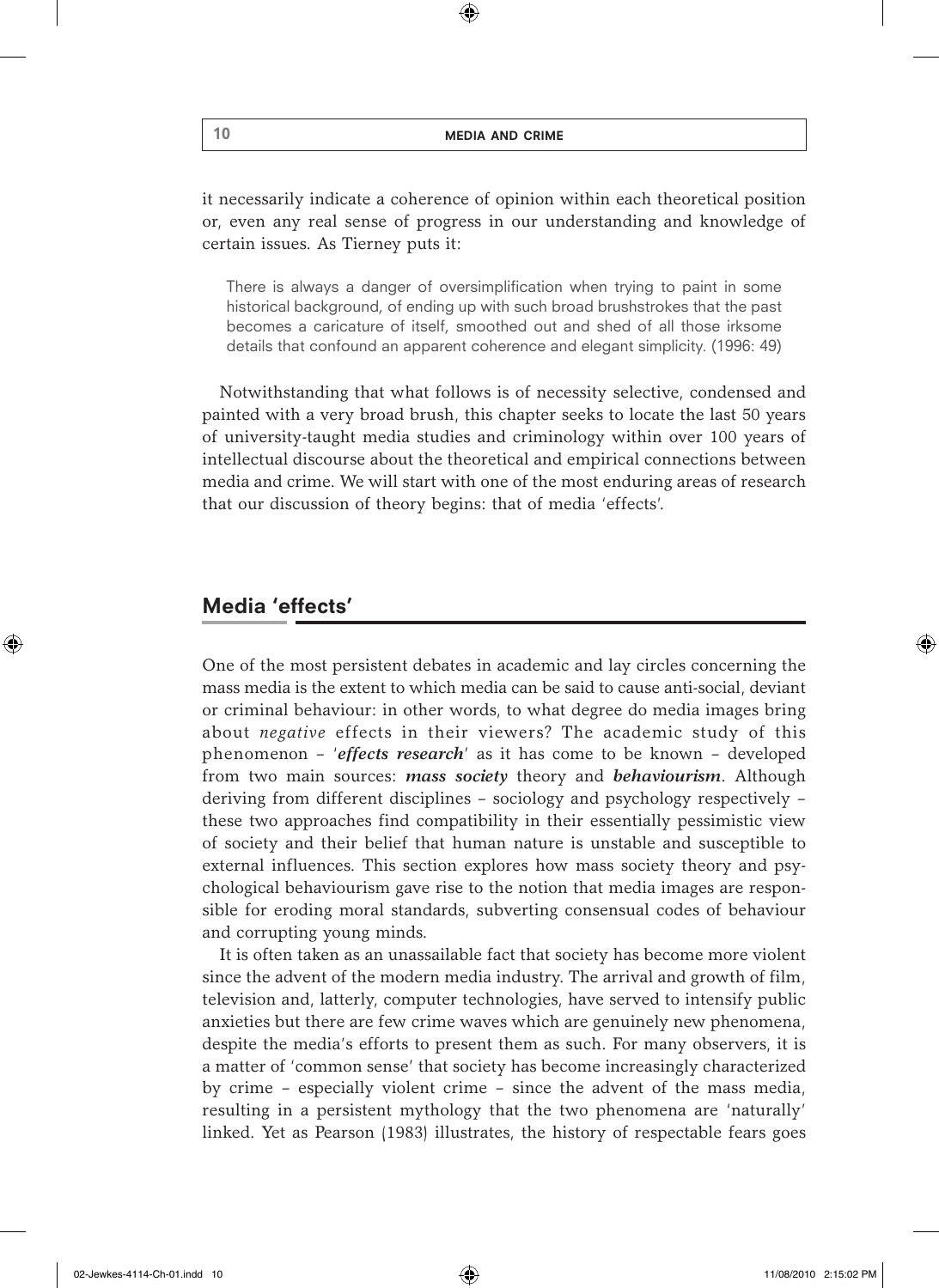it necessarily indicate a coherence of opinion within each theoretical position or, even any real sense of progress in our understanding and knowledge of certain issues. As Tierney puts it:

> There is always a danger of oversimplification when trying to paint in some historical background, of ending up with such broad brushstrokes that the past becomes a caricature of itself, smoothed out and shed of all those irksome details that confound an apparent coherence and elegant simplicity. (1996: 49)

Notwithstanding that what follows is of necessity selective, condensed and painted with a very broad brush, this chapter seeks to locate the last 50 years of university-taught media studies and criminology within over 100 years of intellectual discourse about the theoretical and empirical connections between media and crime. We will start with one of the most enduring areas of research that our discussion of theory begins: that of media 'effects'.

## Media 'effects'

One of the most persistent debates in academic and lay circles concerning the mass media is the extent to which media can be said to cause anti-social, deviant or criminal behaviour: in other words, to what degree do media images bring about *negative* effects in their viewers? The academic study of this phenomenon – '***effects research***' as it has come to be known – developed from two main sources: ***mass society*** theory and ***behaviourism***. Although deriving from different disciplines – sociology and psychology respectively – these two approaches find compatibility in their essentially pessimistic view of society and their belief that human nature is unstable and susceptible to external influences. This section explores how mass society theory and psychological behaviourism gave rise to the notion that media images are responsible for eroding moral standards, subverting consensual codes of behaviour and corrupting young minds.

It is often taken as an unassailable fact that society has become more violent since the advent of the modern media industry. The arrival and growth of film, television and, latterly, computer technologies, have served to intensify public anxieties but there are few crime waves which are genuinely new phenomena, despite the media's efforts to present them as such. For many observers, it is a matter of 'common sense' that society has become increasingly characterized by crime – especially violent crime – since the advent of the mass media, resulting in a persistent mythology that the two phenomena are 'naturally' linked. Yet as Pearson (1983) illustrates, the history of respectable fears goes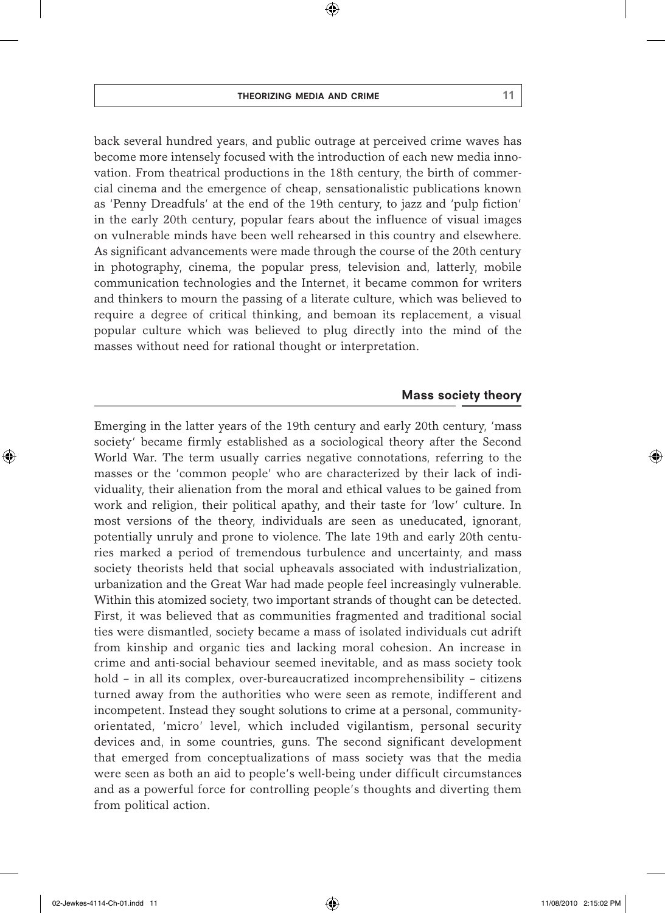back several hundred years, and public outrage at perceived crime waves has become more intensely focused with the introduction of each new media innovation. From theatrical productions in the 18th century, the birth of commercial cinema and the emergence of cheap, sensationalistic publications known as 'Penny Dreadfuls' at the end of the 19th century, to jazz and 'pulp fiction' in the early 20th century, popular fears about the influence of visual images on vulnerable minds have been well rehearsed in this country and elsewhere. As significant advancements were made through the course of the 20th century in photography, cinema, the popular press, television and, latterly, mobile communication technologies and the Internet, it became common for writers and thinkers to mourn the passing of a literate culture, which was believed to require a degree of critical thinking, and bemoan its replacement, a visual popular culture which was believed to plug directly into the mind of the masses without need for rational thought or interpretation.

## Mass society theory

Emerging in the latter years of the 19th century and early 20th century, 'mass society' became firmly established as a sociological theory after the Second World War. The term usually carries negative connotations, referring to the masses or the 'common people' who are characterized by their lack of individuality, their alienation from the moral and ethical values to be gained from work and religion, their political apathy, and their taste for 'low' culture. In most versions of the theory, individuals are seen as uneducated, ignorant, potentially unruly and prone to violence. The late 19th and early 20th centuries marked a period of tremendous turbulence and uncertainty, and mass society theorists held that social upheavals associated with industrialization, urbanization and the Great War had made people feel increasingly vulnerable. Within this atomized society, two important strands of thought can be detected. First, it was believed that as communities fragmented and traditional social ties were dismantled, society became a mass of isolated individuals cut adrift from kinship and organic ties and lacking moral cohesion. An increase in crime and anti-social behaviour seemed inevitable, and as mass society took hold – in all its complex, over-bureaucratized incomprehensibility – citizens turned away from the authorities who were seen as remote, indifferent and incompetent. Instead they sought solutions to crime at a personal, community-orientated, 'micro' level, which included vigilantism, personal security devices and, in some countries, guns. The second significant development that emerged from conceptualizations of mass society was that the media were seen as both an aid to people's well-being under difficult circumstances and as a powerful force for controlling people's thoughts and diverting them from political action.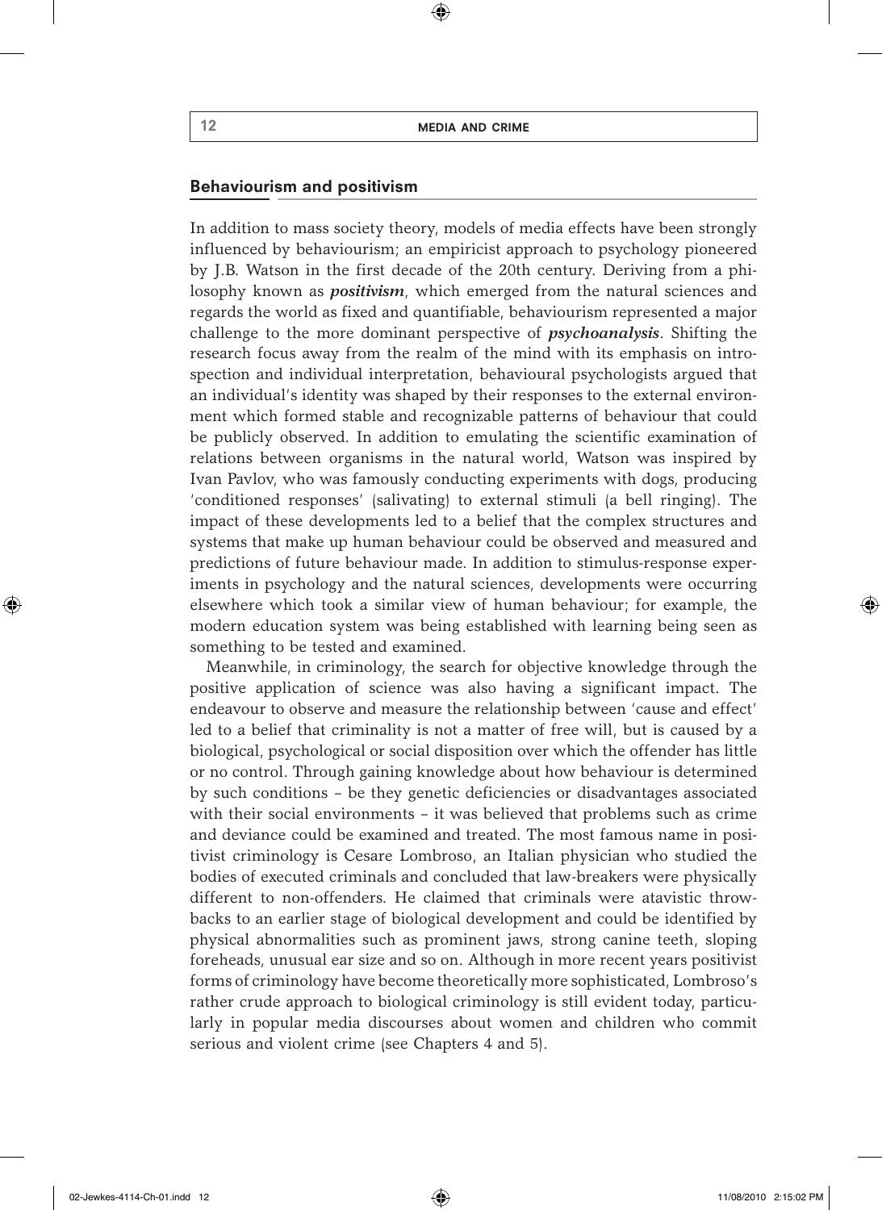## Behaviourism and positivism

In addition to mass society theory, models of media effects have been strongly influenced by behaviourism; an empiricist approach to psychology pioneered by J.B. Watson in the first decade of the 20th century. Deriving from a philosophy known as ***positivism***, which emerged from the natural sciences and regards the world as fixed and quantifiable, behaviourism represented a major challenge to the more dominant perspective of ***psychoanalysis***. Shifting the research focus away from the realm of the mind with its emphasis on introspection and individual interpretation, behavioural psychologists argued that an individual's identity was shaped by their responses to the external environment which formed stable and recognizable patterns of behaviour that could be publicly observed. In addition to emulating the scientific examination of relations between organisms in the natural world, Watson was inspired by Ivan Pavlov, who was famously conducting experiments with dogs, producing 'conditioned responses' (salivating) to external stimuli (a bell ringing). The impact of these developments led to a belief that the complex structures and systems that make up human behaviour could be observed and measured and predictions of future behaviour made. In addition to stimulus-response experiments in psychology and the natural sciences, developments were occurring elsewhere which took a similar view of human behaviour; for example, the modern education system was being established with learning being seen as something to be tested and examined.

Meanwhile, in criminology, the search for objective knowledge through the positive application of science was also having a significant impact. The endeavour to observe and measure the relationship between 'cause and effect' led to a belief that criminality is not a matter of free will, but is caused by a biological, psychological or social disposition over which the offender has little or no control. Through gaining knowledge about how behaviour is determined by such conditions – be they genetic deficiencies or disadvantages associated with their social environments – it was believed that problems such as crime and deviance could be examined and treated. The most famous name in positivist criminology is Cesare Lombroso, an Italian physician who studied the bodies of executed criminals and concluded that law-breakers were physically different to non-offenders. He claimed that criminals were atavistic throwbacks to an earlier stage of biological development and could be identified by physical abnormalities such as prominent jaws, strong canine teeth, sloping foreheads, unusual ear size and so on. Although in more recent years positivist forms of criminology have become theoretically more sophisticated, Lombroso's rather crude approach to biological criminology is still evident today, particularly in popular media discourses about women and children who commit serious and violent crime (see Chapters 4 and 5).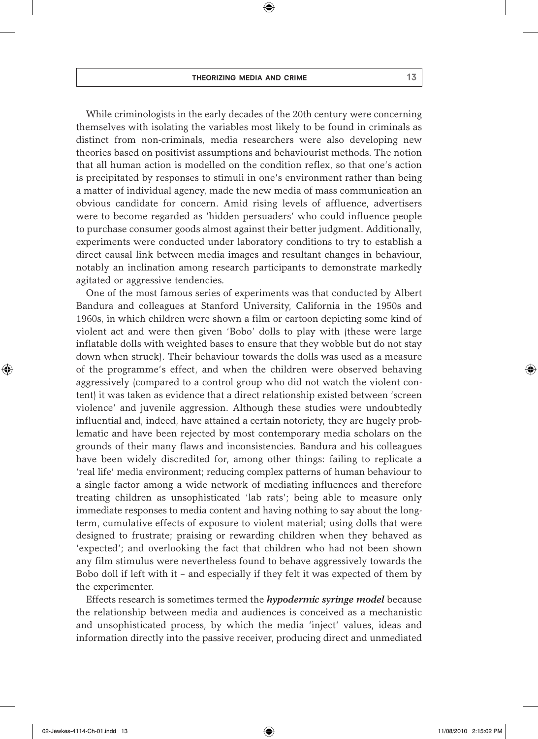While criminologists in the early decades of the 20th century were concerning themselves with isolating the variables most likely to be found in criminals as distinct from non-criminals, media researchers were also developing new theories based on positivist assumptions and behaviourist methods. The notion that all human action is modelled on the condition reflex, so that one's action is precipitated by responses to stimuli in one's environment rather than being a matter of individual agency, made the new media of mass communication an obvious candidate for concern. Amid rising levels of affluence, advertisers were to become regarded as 'hidden persuaders' who could influence people to purchase consumer goods almost against their better judgment. Additionally, experiments were conducted under laboratory conditions to try to establish a direct causal link between media images and resultant changes in behaviour, notably an inclination among research participants to demonstrate markedly agitated or aggressive tendencies.

One of the most famous series of experiments was that conducted by Albert Bandura and colleagues at Stanford University, California in the 1950s and 1960s, in which children were shown a film or cartoon depicting some kind of violent act and were then given 'Bobo' dolls to play with (these were large inflatable dolls with weighted bases to ensure that they wobble but do not stay down when struck). Their behaviour towards the dolls was used as a measure of the programme's effect, and when the children were observed behaving aggressively (compared to a control group who did not watch the violent content) it was taken as evidence that a direct relationship existed between 'screen violence' and juvenile aggression. Although these studies were undoubtedly influential and, indeed, have attained a certain notoriety, they are hugely problematic and have been rejected by most contemporary media scholars on the grounds of their many flaws and inconsistencies. Bandura and his colleagues have been widely discredited for, among other things: failing to replicate a 'real life' media environment; reducing complex patterns of human behaviour to a single factor among a wide network of mediating influences and therefore treating children as unsophisticated 'lab rats'; being able to measure only immediate responses to media content and having nothing to say about the long-term, cumulative effects of exposure to violent material; using dolls that were designed to frustrate; praising or rewarding children when they behaved as 'expected'; and overlooking the fact that children who had not been shown any film stimulus were nevertheless found to behave aggressively towards the Bobo doll if left with it – and especially if they felt it was expected of them by the experimenter.

Effects research is sometimes termed the ***hypodermic syringe model*** because the relationship between media and audiences is conceived as a mechanistic and unsophisticated process, by which the media 'inject' values, ideas and information directly into the passive receiver, producing direct and unmediated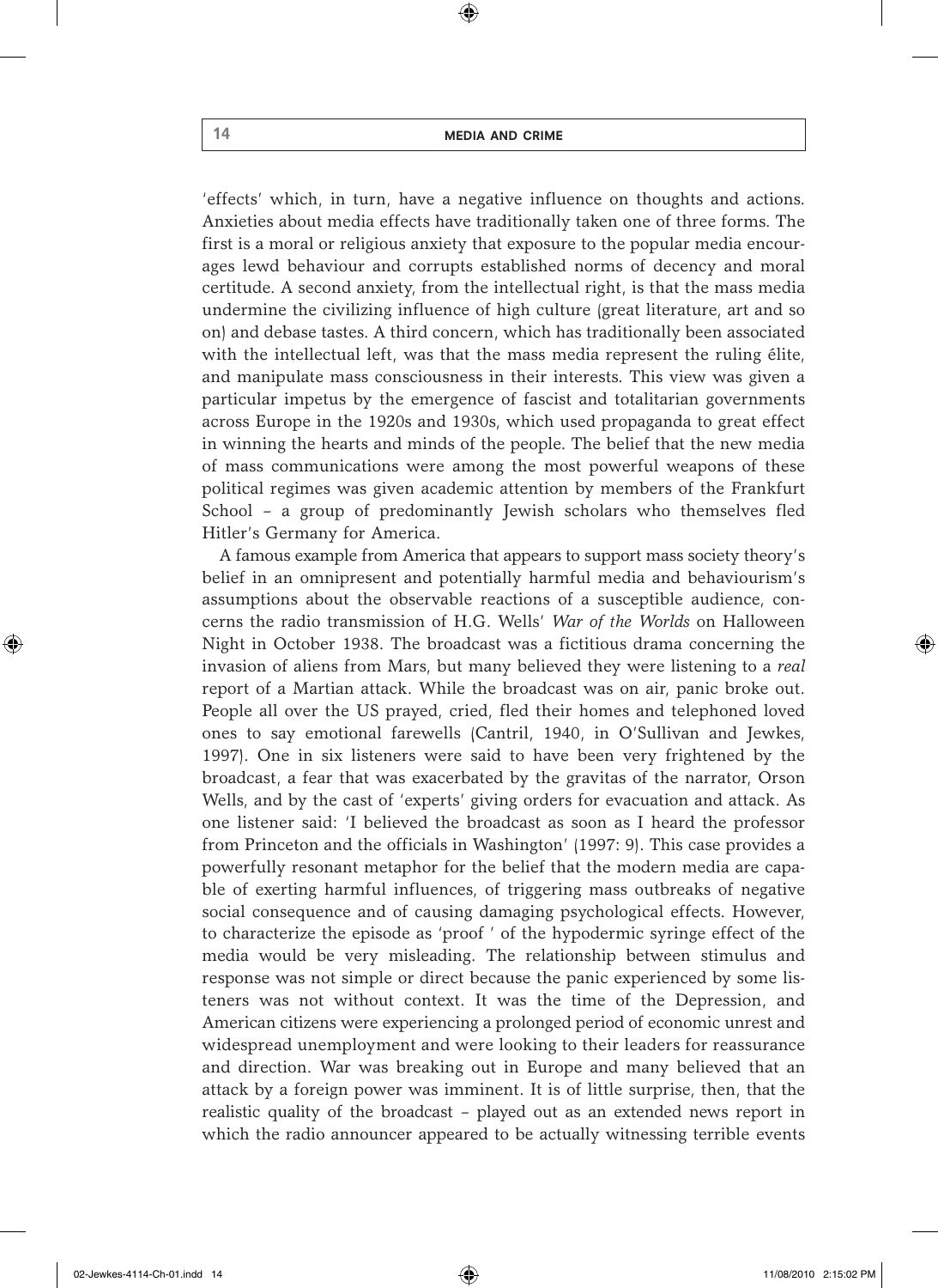'effects' which, in turn, have a negative influence on thoughts and actions. Anxieties about media effects have traditionally taken one of three forms. The first is a moral or religious anxiety that exposure to the popular media encourages lewd behaviour and corrupts established norms of decency and moral certitude. A second anxiety, from the intellectual right, is that the mass media undermine the civilizing influence of high culture (great literature, art and so on) and debase tastes. A third concern, which has traditionally been associated with the intellectual left, was that the mass media represent the ruling élite, and manipulate mass consciousness in their interests. This view was given a particular impetus by the emergence of fascist and totalitarian governments across Europe in the 1920s and 1930s, which used propaganda to great effect in winning the hearts and minds of the people. The belief that the new media of mass communications were among the most powerful weapons of these political regimes was given academic attention by members of the Frankfurt School – a group of predominantly Jewish scholars who themselves fled Hitler's Germany for America.

A famous example from America that appears to support mass society theory's belief in an omnipresent and potentially harmful media and behaviourism's assumptions about the observable reactions of a susceptible audience, concerns the radio transmission of H.G. Wells' *War of the Worlds* on Halloween Night in October 1938. The broadcast was a fictitious drama concerning the invasion of aliens from Mars, but many believed they were listening to a *real* report of a Martian attack. While the broadcast was on air, panic broke out. People all over the US prayed, cried, fled their homes and telephoned loved ones to say emotional farewells (Cantril, 1940, in O'Sullivan and Jewkes, 1997). One in six listeners were said to have been very frightened by the broadcast, a fear that was exacerbated by the gravitas of the narrator, Orson Wells, and by the cast of 'experts' giving orders for evacuation and attack. As one listener said: 'I believed the broadcast as soon as I heard the professor from Princeton and the officials in Washington' (1997: 9). This case provides a powerfully resonant metaphor for the belief that the modern media are capable of exerting harmful influences, of triggering mass outbreaks of negative social consequence and of causing damaging psychological effects. However, to characterize the episode as 'proof ' of the hypodermic syringe effect of the media would be very misleading. The relationship between stimulus and response was not simple or direct because the panic experienced by some listeners was not without context. It was the time of the Depression, and American citizens were experiencing a prolonged period of economic unrest and widespread unemployment and were looking to their leaders for reassurance and direction. War was breaking out in Europe and many believed that an attack by a foreign power was imminent. It is of little surprise, then, that the realistic quality of the broadcast – played out as an extended news report in which the radio announcer appeared to be actually witnessing terrible events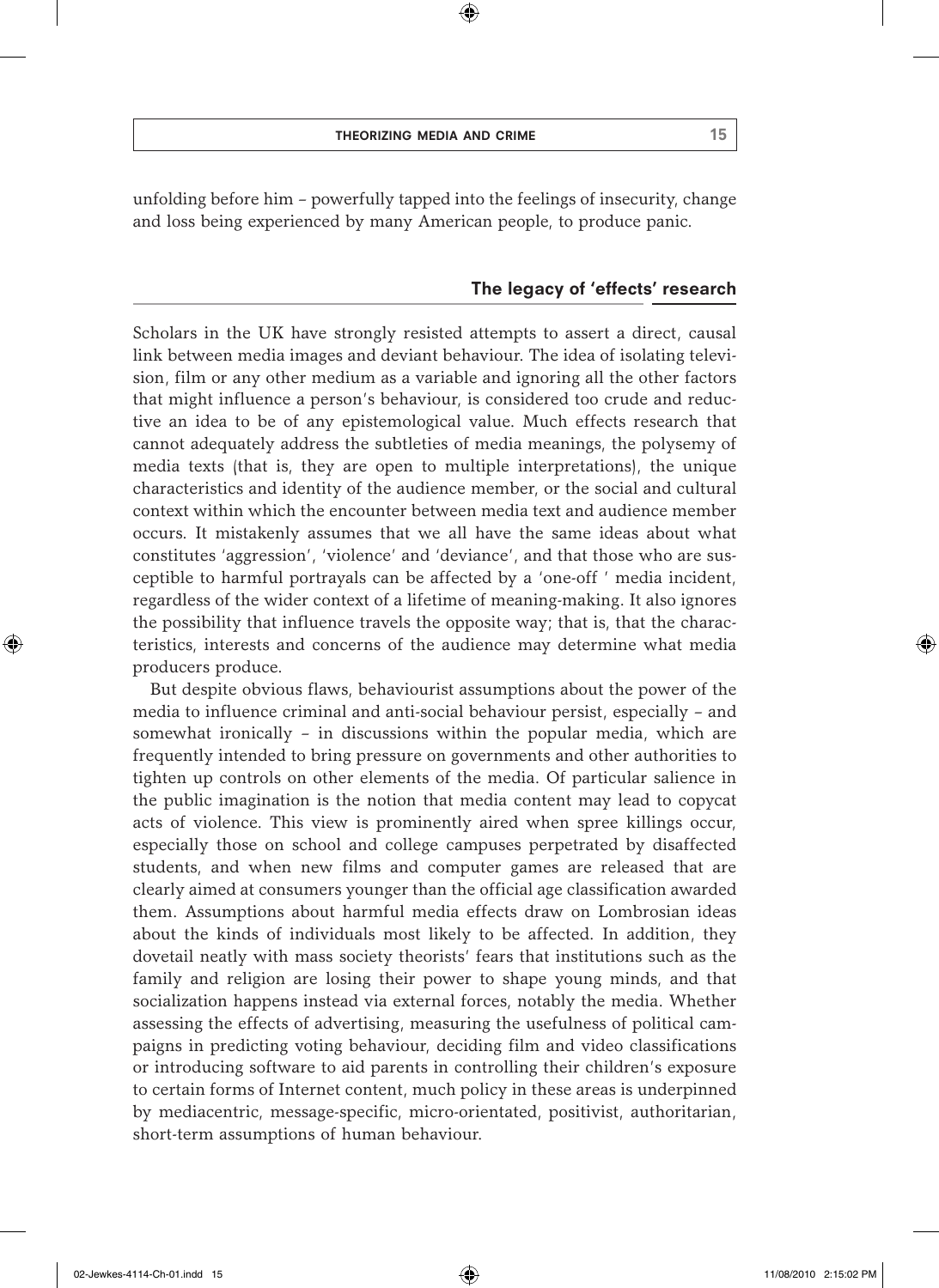unfolding before him – powerfully tapped into the feelings of insecurity, change and loss being experienced by many American people, to produce panic.

## The legacy of 'effects' research

Scholars in the UK have strongly resisted attempts to assert a direct, causal link between media images and deviant behaviour. The idea of isolating television, film or any other medium as a variable and ignoring all the other factors that might influence a person's behaviour, is considered too crude and reductive an idea to be of any epistemological value. Much effects research that cannot adequately address the subtleties of media meanings, the polysemy of media texts (that is, they are open to multiple interpretations), the unique characteristics and identity of the audience member, or the social and cultural context within which the encounter between media text and audience member occurs. It mistakenly assumes that we all have the same ideas about what constitutes 'aggression', 'violence' and 'deviance', and that those who are susceptible to harmful portrayals can be affected by a 'one-off ' media incident, regardless of the wider context of a lifetime of meaning-making. It also ignores the possibility that influence travels the opposite way; that is, that the characteristics, interests and concerns of the audience may determine what media producers produce.

But despite obvious flaws, behaviourist assumptions about the power of the media to influence criminal and anti-social behaviour persist, especially – and somewhat ironically – in discussions within the popular media, which are frequently intended to bring pressure on governments and other authorities to tighten up controls on other elements of the media. Of particular salience in the public imagination is the notion that media content may lead to copycat acts of violence. This view is prominently aired when spree killings occur, especially those on school and college campuses perpetrated by disaffected students, and when new films and computer games are released that are clearly aimed at consumers younger than the official age classification awarded them. Assumptions about harmful media effects draw on Lombrosian ideas about the kinds of individuals most likely to be affected. In addition, they dovetail neatly with mass society theorists' fears that institutions such as the family and religion are losing their power to shape young minds, and that socialization happens instead via external forces, notably the media. Whether assessing the effects of advertising, measuring the usefulness of political campaigns in predicting voting behaviour, deciding film and video classifications or introducing software to aid parents in controlling their children's exposure to certain forms of Internet content, much policy in these areas is underpinned by mediacentric, message-specific, micro-orientated, positivist, authoritarian, short-term assumptions of human behaviour.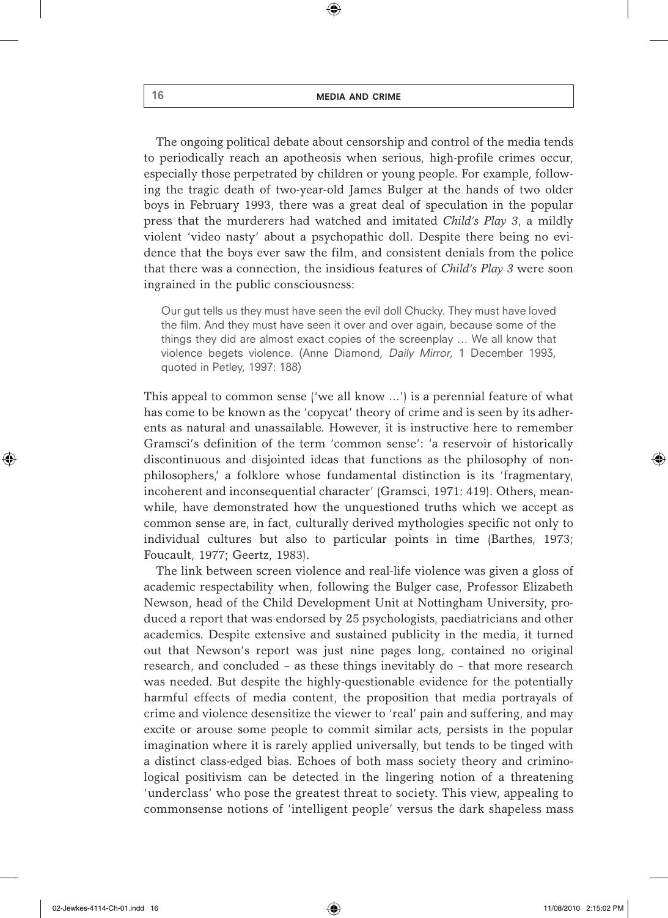The ongoing political debate about censorship and control of the media tends to periodically reach an apotheosis when serious, high-profile crimes occur, especially those perpetrated by children or young people. For example, following the tragic death of two-year-old James Bulger at the hands of two older boys in February 1993, there was a great deal of speculation in the popular press that the murderers had watched and imitated *Child's Play 3*, a mildly violent 'video nasty' about a psychopathic doll. Despite there being no evidence that the boys ever saw the film, and consistent denials from the police that there was a connection, the insidious features of *Child's Play 3* were soon ingrained in the public consciousness:

> Our gut tells us they must have seen the evil doll Chucky. They must have loved the film. And they must have seen it over and over again, because some of the things they did are almost exact copies of the screenplay … We all know that violence begets violence. (Anne Diamond, *Daily Mirror*, 1 December 1993, quoted in Petley, 1997: 188)

This appeal to common sense ('we all know …') is a perennial feature of what has come to be known as the 'copycat' theory of crime and is seen by its adherents as natural and unassailable. However, it is instructive here to remember Gramsci's definition of the term 'common sense': 'a reservoir of historically discontinuous and disjointed ideas that functions as the philosophy of non-philosophers,' a folklore whose fundamental distinction is its 'fragmentary, incoherent and inconsequential character' (Gramsci, 1971: 419). Others, meanwhile, have demonstrated how the unquestioned truths which we accept as common sense are, in fact, culturally derived mythologies specific not only to individual cultures but also to particular points in time (Barthes, 1973; Foucault, 1977; Geertz, 1983).

The link between screen violence and real-life violence was given a gloss of academic respectability when, following the Bulger case, Professor Elizabeth Newson, head of the Child Development Unit at Nottingham University, produced a report that was endorsed by 25 psychologists, paediatricians and other academics. Despite extensive and sustained publicity in the media, it turned out that Newson's report was just nine pages long, contained no original research, and concluded – as these things inevitably do – that more research was needed. But despite the highly-questionable evidence for the potentially harmful effects of media content, the proposition that media portrayals of crime and violence desensitize the viewer to 'real' pain and suffering, and may excite or arouse some people to commit similar acts, persists in the popular imagination where it is rarely applied universally, but tends to be tinged with a distinct class-edged bias. Echoes of both mass society theory and criminological positivism can be detected in the lingering notion of a threatening 'underclass' who pose the greatest threat to society. This view, appealing to commonsense notions of 'intelligent people' versus the dark shapeless mass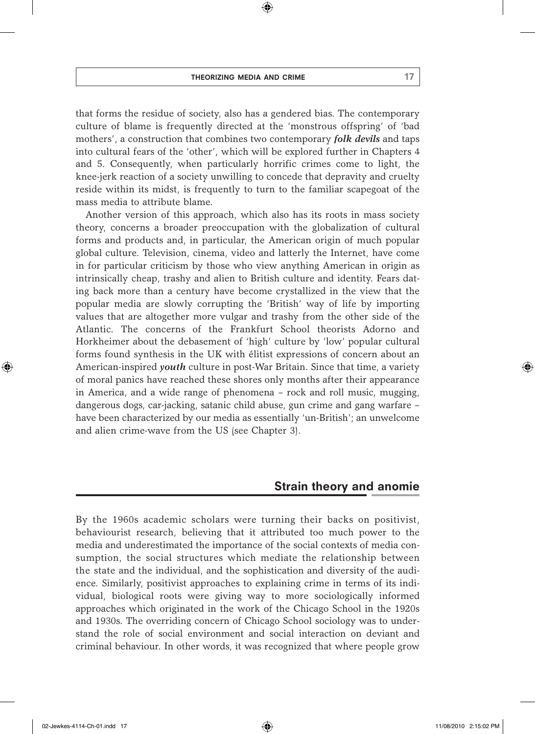that forms the residue of society, also has a gendered bias. The contemporary culture of blame is frequently directed at the 'monstrous offspring' of 'bad mothers', a construction that combines two contemporary ***folk devils*** and taps into cultural fears of the 'other', which will be explored further in Chapters 4 and 5. Consequently, when particularly horrific crimes come to light, the knee-jerk reaction of a society unwilling to concede that depravity and cruelty reside within its midst, is frequently to turn to the familiar scapegoat of the mass media to attribute blame.

Another version of this approach, which also has its roots in mass society theory, concerns a broader preoccupation with the globalization of cultural forms and products and, in particular, the American origin of much popular global culture. Television, cinema, video and latterly the Internet, have come in for particular criticism by those who view anything American in origin as intrinsically cheap, trashy and alien to British culture and identity. Fears dating back more than a century have become crystallized in the view that the popular media are slowly corrupting the 'British' way of life by importing values that are altogether more vulgar and trashy from the other side of the Atlantic. The concerns of the Frankfurt School theorists Adorno and Horkheimer about the debasement of 'high' culture by 'low' popular cultural forms found synthesis in the UK with élitist expressions of concern about an American-inspired ***youth*** culture in post-War Britain. Since that time, a variety of moral panics have reached these shores only months after their appearance in America, and a wide range of phenomena – rock and roll music, mugging, dangerous dogs, car-jacking, satanic child abuse, gun crime and gang warfare – have been characterized by our media as essentially 'un-British'; an unwelcome and alien crime-wave from the US (see Chapter 3).

## Strain theory and anomie

By the 1960s academic scholars were turning their backs on positivist, behaviourist research, believing that it attributed too much power to the media and underestimated the importance of the social contexts of media consumption, the social structures which mediate the relationship between the state and the individual, and the sophistication and diversity of the audience. Similarly, positivist approaches to explaining crime in terms of its individual, biological roots were giving way to more sociologically informed approaches which originated in the work of the Chicago School in the 1920s and 1930s. The overriding concern of Chicago School sociology was to understand the role of social environment and social interaction on deviant and criminal behaviour. In other words, it was recognized that where people grow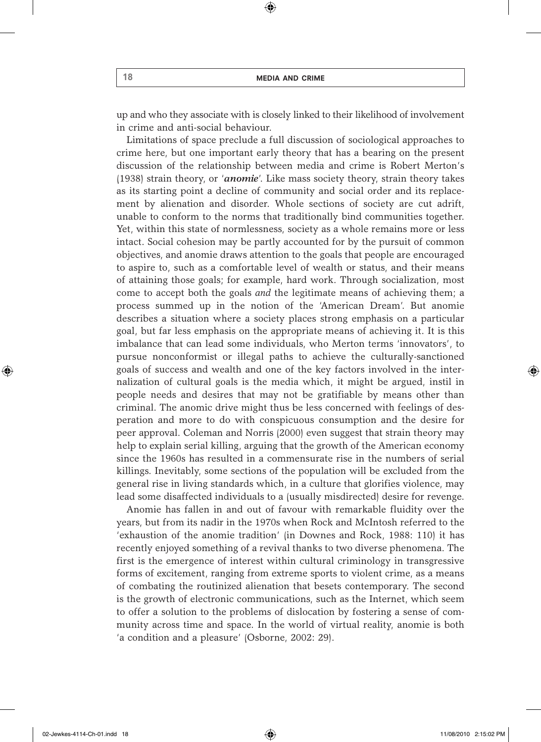up and who they associate with is closely linked to their likelihood of involvement in crime and anti-social behaviour.

Limitations of space preclude a full discussion of sociological approaches to crime here, but one important early theory that has a bearing on the present discussion of the relationship between media and crime is Robert Merton's (1938) strain theory, or '***anomie***'. Like mass society theory, strain theory takes as its starting point a decline of community and social order and its replacement by alienation and disorder. Whole sections of society are cut adrift, unable to conform to the norms that traditionally bind communities together. Yet, within this state of normlessness, society as a whole remains more or less intact. Social cohesion may be partly accounted for by the pursuit of common objectives, and anomie draws attention to the goals that people are encouraged to aspire to, such as a comfortable level of wealth or status, and their means of attaining those goals; for example, hard work. Through socialization, most come to accept both the goals *and* the legitimate means of achieving them; a process summed up in the notion of the 'American Dream'. But anomie describes a situation where a society places strong emphasis on a particular goal, but far less emphasis on the appropriate means of achieving it. It is this imbalance that can lead some individuals, who Merton terms 'innovators', to pursue nonconformist or illegal paths to achieve the culturally-sanctioned goals of success and wealth and one of the key factors involved in the internalization of cultural goals is the media which, it might be argued, instil in people needs and desires that may not be gratifiable by means other than criminal. The anomic drive might thus be less concerned with feelings of desperation and more to do with conspicuous consumption and the desire for peer approval. Coleman and Norris (2000) even suggest that strain theory may help to explain serial killing, arguing that the growth of the American economy since the 1960s has resulted in a commensurate rise in the numbers of serial killings. Inevitably, some sections of the population will be excluded from the general rise in living standards which, in a culture that glorifies violence, may lead some disaffected individuals to a (usually misdirected) desire for revenge.

Anomie has fallen in and out of favour with remarkable fluidity over the years, but from its nadir in the 1970s when Rock and McIntosh referred to the 'exhaustion of the anomie tradition' (in Downes and Rock, 1988: 110) it has recently enjoyed something of a revival thanks to two diverse phenomena. The first is the emergence of interest within cultural criminology in transgressive forms of excitement, ranging from extreme sports to violent crime, as a means of combating the routinized alienation that besets contemporary. The second is the growth of electronic communications, such as the Internet, which seem to offer a solution to the problems of dislocation by fostering a sense of community across time and space. In the world of virtual reality, anomie is both 'a condition and a pleasure' (Osborne, 2002: 29).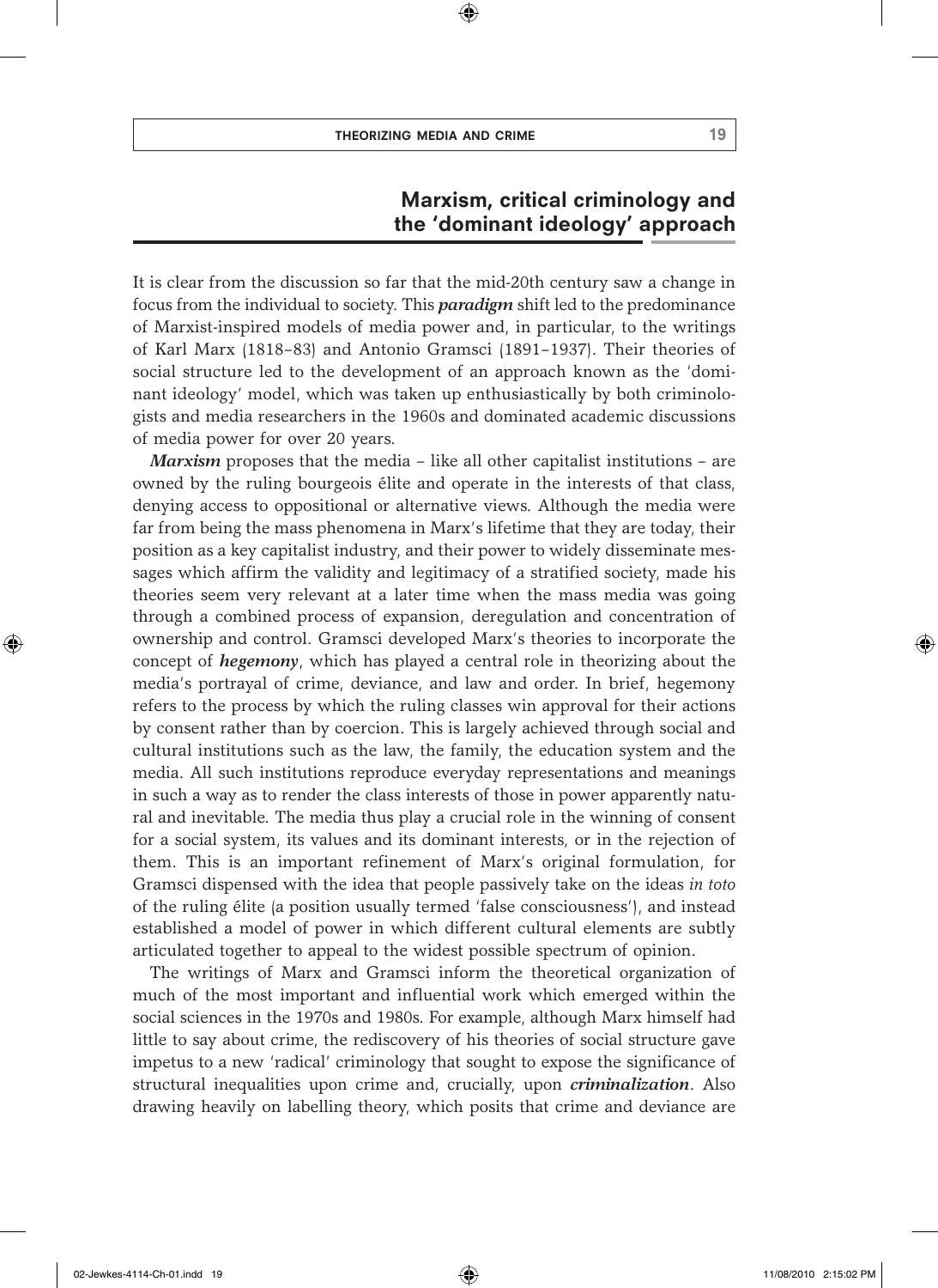## Marxism, critical criminology and the 'dominant ideology' approach

It is clear from the discussion so far that the mid-20th century saw a change in focus from the individual to society. This ***paradigm*** shift led to the predominance of Marxist-inspired models of media power and, in particular, to the writings of Karl Marx (1818–83) and Antonio Gramsci (1891–1937). Their theories of social structure led to the development of an approach known as the 'dominant ideology' model, which was taken up enthusiastically by both criminologists and media researchers in the 1960s and dominated academic discussions of media power for over 20 years.

***Marxism*** proposes that the media – like all other capitalist institutions – are owned by the ruling bourgeois élite and operate in the interests of that class, denying access to oppositional or alternative views. Although the media were far from being the mass phenomena in Marx's lifetime that they are today, their position as a key capitalist industry, and their power to widely disseminate messages which affirm the validity and legitimacy of a stratified society, made his theories seem very relevant at a later time when the mass media was going through a combined process of expansion, deregulation and concentration of ownership and control. Gramsci developed Marx's theories to incorporate the concept of ***hegemony***, which has played a central role in theorizing about the media's portrayal of crime, deviance, and law and order. In brief, hegemony refers to the process by which the ruling classes win approval for their actions by consent rather than by coercion. This is largely achieved through social and cultural institutions such as the law, the family, the education system and the media. All such institutions reproduce everyday representations and meanings in such a way as to render the class interests of those in power apparently natural and inevitable. The media thus play a crucial role in the winning of consent for a social system, its values and its dominant interests, or in the rejection of them. This is an important refinement of Marx's original formulation, for Gramsci dispensed with the idea that people passively take on the ideas *in toto* of the ruling élite (a position usually termed 'false consciousness'), and instead established a model of power in which different cultural elements are subtly articulated together to appeal to the widest possible spectrum of opinion.

The writings of Marx and Gramsci inform the theoretical organization of much of the most important and influential work which emerged within the social sciences in the 1970s and 1980s. For example, although Marx himself had little to say about crime, the rediscovery of his theories of social structure gave impetus to a new 'radical' criminology that sought to expose the significance of structural inequalities upon crime and, crucially, upon ***criminalization***. Also drawing heavily on labelling theory, which posits that crime and deviance are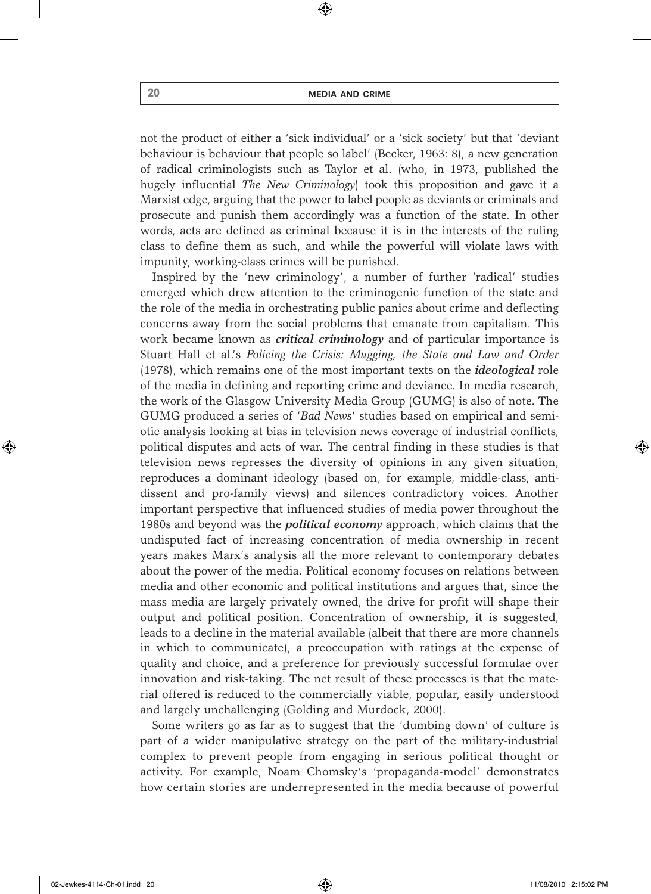not the product of either a 'sick individual' or a 'sick society' but that 'deviant behaviour is behaviour that people so label' (Becker, 1963: 8), a new generation of radical criminologists such as Taylor et al. (who, in 1973, published the hugely influential *The New Criminology*) took this proposition and gave it a Marxist edge, arguing that the power to label people as deviants or criminals and prosecute and punish them accordingly was a function of the state. In other words, acts are defined as criminal because it is in the interests of the ruling class to define them as such, and while the powerful will violate laws with impunity, working-class crimes will be punished.

Inspired by the 'new criminology', a number of further 'radical' studies emerged which drew attention to the criminogenic function of the state and the role of the media in orchestrating public panics about crime and deflecting concerns away from the social problems that emanate from capitalism. This work became known as ***critical criminology*** and of particular importance is Stuart Hall et al.'s *Policing the Crisis: Mugging, the State and Law and Order* (1978), which remains one of the most important texts on the ***ideological*** role of the media in defining and reporting crime and deviance. In media research, the work of the Glasgow University Media Group (GUMG) is also of note. The GUMG produced a series of '*Bad News*' studies based on empirical and semiotic analysis looking at bias in television news coverage of industrial conflicts, political disputes and acts of war. The central finding in these studies is that television news represses the diversity of opinions in any given situation, reproduces a dominant ideology (based on, for example, middle-class, anti-dissent and pro-family views) and silences contradictory voices. Another important perspective that influenced studies of media power throughout the 1980s and beyond was the ***political economy*** approach, which claims that the undisputed fact of increasing concentration of media ownership in recent years makes Marx's analysis all the more relevant to contemporary debates about the power of the media. Political economy focuses on relations between media and other economic and political institutions and argues that, since the mass media are largely privately owned, the drive for profit will shape their output and political position. Concentration of ownership, it is suggested, leads to a decline in the material available (albeit that there are more channels in which to communicate), a preoccupation with ratings at the expense of quality and choice, and a preference for previously successful formulae over innovation and risk-taking. The net result of these processes is that the material offered is reduced to the commercially viable, popular, easily understood and largely unchallenging (Golding and Murdock, 2000).

Some writers go as far as to suggest that the 'dumbing down' of culture is part of a wider manipulative strategy on the part of the military-industrial complex to prevent people from engaging in serious political thought or activity. For example, Noam Chomsky's 'propaganda-model' demonstrates how certain stories are underrepresented in the media because of powerful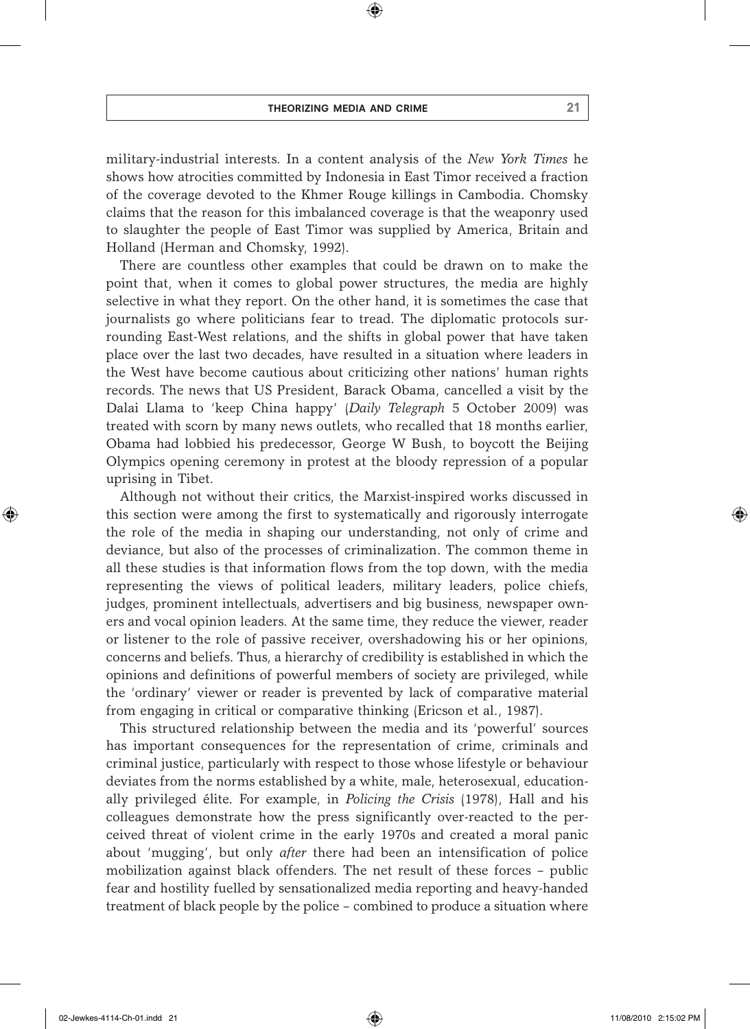military-industrial interests. In a content analysis of the *New York Times* he shows how atrocities committed by Indonesia in East Timor received a fraction of the coverage devoted to the Khmer Rouge killings in Cambodia. Chomsky claims that the reason for this imbalanced coverage is that the weaponry used to slaughter the people of East Timor was supplied by America, Britain and Holland (Herman and Chomsky, 1992).

There are countless other examples that could be drawn on to make the point that, when it comes to global power structures, the media are highly selective in what they report. On the other hand, it is sometimes the case that journalists go where politicians fear to tread. The diplomatic protocols surrounding East-West relations, and the shifts in global power that have taken place over the last two decades, have resulted in a situation where leaders in the West have become cautious about criticizing other nations' human rights records. The news that US President, Barack Obama, cancelled a visit by the Dalai Llama to 'keep China happy' (*Daily Telegraph* 5 October 2009) was treated with scorn by many news outlets, who recalled that 18 months earlier, Obama had lobbied his predecessor, George W Bush, to boycott the Beijing Olympics opening ceremony in protest at the bloody repression of a popular uprising in Tibet.

Although not without their critics, the Marxist-inspired works discussed in this section were among the first to systematically and rigorously interrogate the role of the media in shaping our understanding, not only of crime and deviance, but also of the processes of criminalization. The common theme in all these studies is that information flows from the top down, with the media representing the views of political leaders, military leaders, police chiefs, judges, prominent intellectuals, advertisers and big business, newspaper owners and vocal opinion leaders. At the same time, they reduce the viewer, reader or listener to the role of passive receiver, overshadowing his or her opinions, concerns and beliefs. Thus, a hierarchy of credibility is established in which the opinions and definitions of powerful members of society are privileged, while the 'ordinary' viewer or reader is prevented by lack of comparative material from engaging in critical or comparative thinking (Ericson et al., 1987).

This structured relationship between the media and its 'powerful' sources has important consequences for the representation of crime, criminals and criminal justice, particularly with respect to those whose lifestyle or behaviour deviates from the norms established by a white, male, heterosexual, educationally privileged élite. For example, in *Policing the Crisis* (1978), Hall and his colleagues demonstrate how the press significantly over-reacted to the perceived threat of violent crime in the early 1970s and created a moral panic about 'mugging', but only *after* there had been an intensification of police mobilization against black offenders. The net result of these forces – public fear and hostility fuelled by sensationalized media reporting and heavy-handed treatment of black people by the police – combined to produce a situation where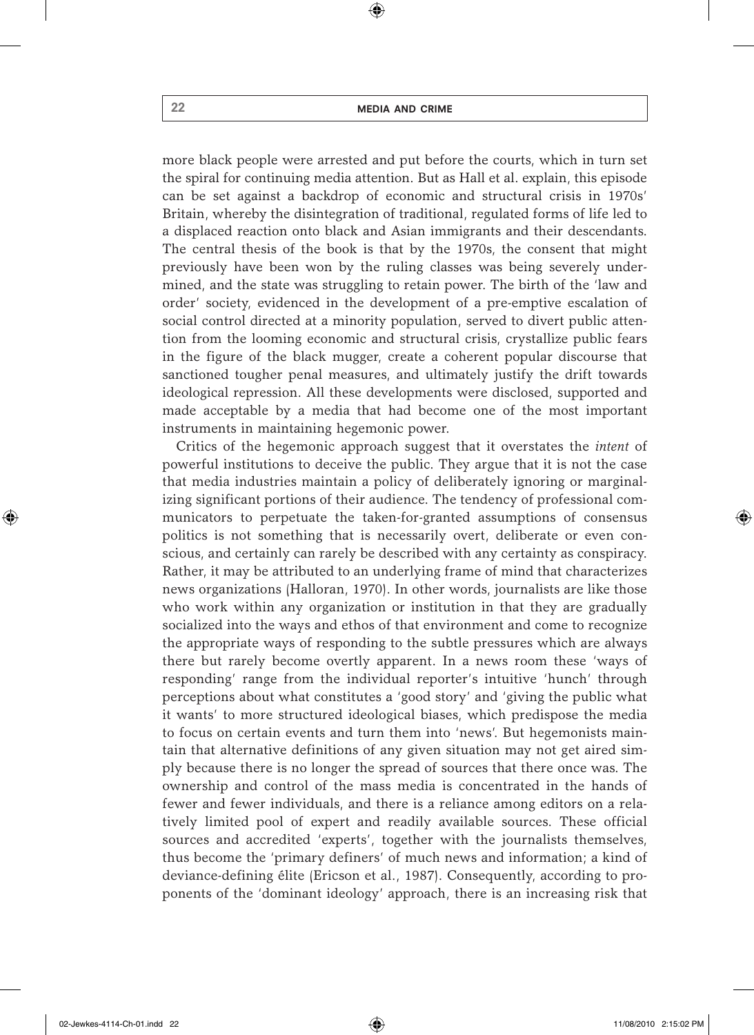more black people were arrested and put before the courts, which in turn set the spiral for continuing media attention. But as Hall et al. explain, this episode can be set against a backdrop of economic and structural crisis in 1970s' Britain, whereby the disintegration of traditional, regulated forms of life led to a displaced reaction onto black and Asian immigrants and their descendants. The central thesis of the book is that by the 1970s, the consent that might previously have been won by the ruling classes was being severely undermined, and the state was struggling to retain power. The birth of the 'law and order' society, evidenced in the development of a pre-emptive escalation of social control directed at a minority population, served to divert public attention from the looming economic and structural crisis, crystallize public fears in the figure of the black mugger, create a coherent popular discourse that sanctioned tougher penal measures, and ultimately justify the drift towards ideological repression. All these developments were disclosed, supported and made acceptable by a media that had become one of the most important instruments in maintaining hegemonic power.

Critics of the hegemonic approach suggest that it overstates the *intent* of powerful institutions to deceive the public. They argue that it is not the case that media industries maintain a policy of deliberately ignoring or marginalizing significant portions of their audience. The tendency of professional communicators to perpetuate the taken-for-granted assumptions of consensus politics is not something that is necessarily overt, deliberate or even conscious, and certainly can rarely be described with any certainty as conspiracy. Rather, it may be attributed to an underlying frame of mind that characterizes news organizations (Halloran, 1970). In other words, journalists are like those who work within any organization or institution in that they are gradually socialized into the ways and ethos of that environment and come to recognize the appropriate ways of responding to the subtle pressures which are always there but rarely become overtly apparent. In a news room these 'ways of responding' range from the individual reporter's intuitive 'hunch' through perceptions about what constitutes a 'good story' and 'giving the public what it wants' to more structured ideological biases, which predispose the media to focus on certain events and turn them into 'news'. But hegemonists maintain that alternative definitions of any given situation may not get aired simply because there is no longer the spread of sources that there once was. The ownership and control of the mass media is concentrated in the hands of fewer and fewer individuals, and there is a reliance among editors on a relatively limited pool of expert and readily available sources. These official sources and accredited 'experts', together with the journalists themselves, thus become the 'primary definers' of much news and information; a kind of deviance-defining élite (Ericson et al., 1987). Consequently, according to proponents of the 'dominant ideology' approach, there is an increasing risk that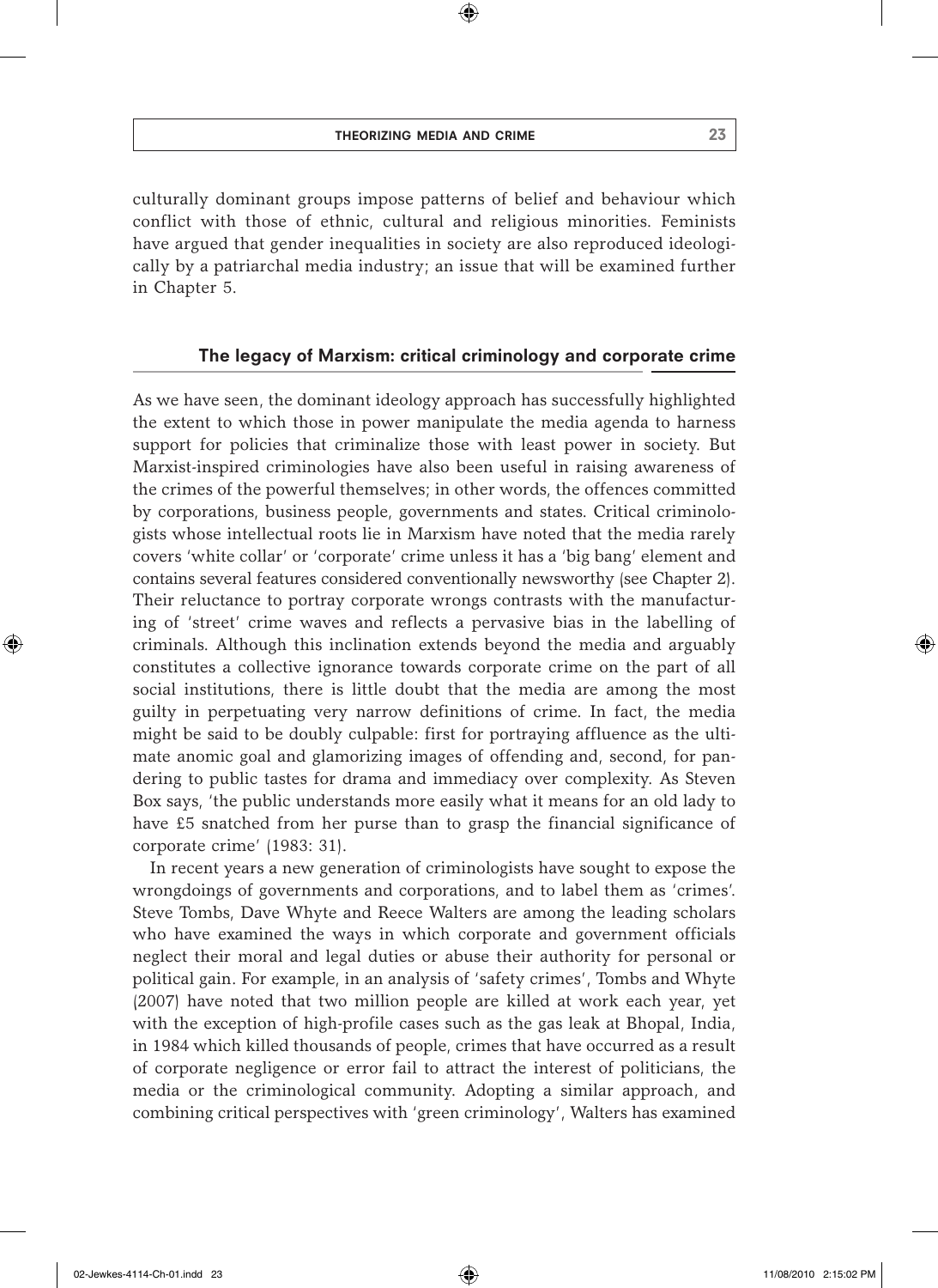culturally dominant groups impose patterns of belief and behaviour which conflict with those of ethnic, cultural and religious minorities. Feminists have argued that gender inequalities in society are also reproduced ideologically by a patriarchal media industry; an issue that will be examined further in Chapter 5.

## The legacy of Marxism: critical criminology and corporate crime

As we have seen, the dominant ideology approach has successfully highlighted the extent to which those in power manipulate the media agenda to harness support for policies that criminalize those with least power in society. But Marxist-inspired criminologies have also been useful in raising awareness of the crimes of the powerful themselves; in other words, the offences committed by corporations, business people, governments and states. Critical criminologists whose intellectual roots lie in Marxism have noted that the media rarely covers 'white collar' or 'corporate' crime unless it has a 'big bang' element and contains several features considered conventionally newsworthy (see Chapter 2). Their reluctance to portray corporate wrongs contrasts with the manufacturing of 'street' crime waves and reflects a pervasive bias in the labelling of criminals. Although this inclination extends beyond the media and arguably constitutes a collective ignorance towards corporate crime on the part of all social institutions, there is little doubt that the media are among the most guilty in perpetuating very narrow definitions of crime. In fact, the media might be said to be doubly culpable: first for portraying affluence as the ultimate anomic goal and glamorizing images of offending and, second, for pandering to public tastes for drama and immediacy over complexity. As Steven Box says, 'the public understands more easily what it means for an old lady to have £5 snatched from her purse than to grasp the financial significance of corporate crime' (1983: 31).

In recent years a new generation of criminologists have sought to expose the wrongdoings of governments and corporations, and to label them as 'crimes'. Steve Tombs, Dave Whyte and Reece Walters are among the leading scholars who have examined the ways in which corporate and government officials neglect their moral and legal duties or abuse their authority for personal or political gain. For example, in an analysis of 'safety crimes', Tombs and Whyte (2007) have noted that two million people are killed at work each year, yet with the exception of high-profile cases such as the gas leak at Bhopal, India, in 1984 which killed thousands of people, crimes that have occurred as a result of corporate negligence or error fail to attract the interest of politicians, the media or the criminological community. Adopting a similar approach, and combining critical perspectives with 'green criminology', Walters has examined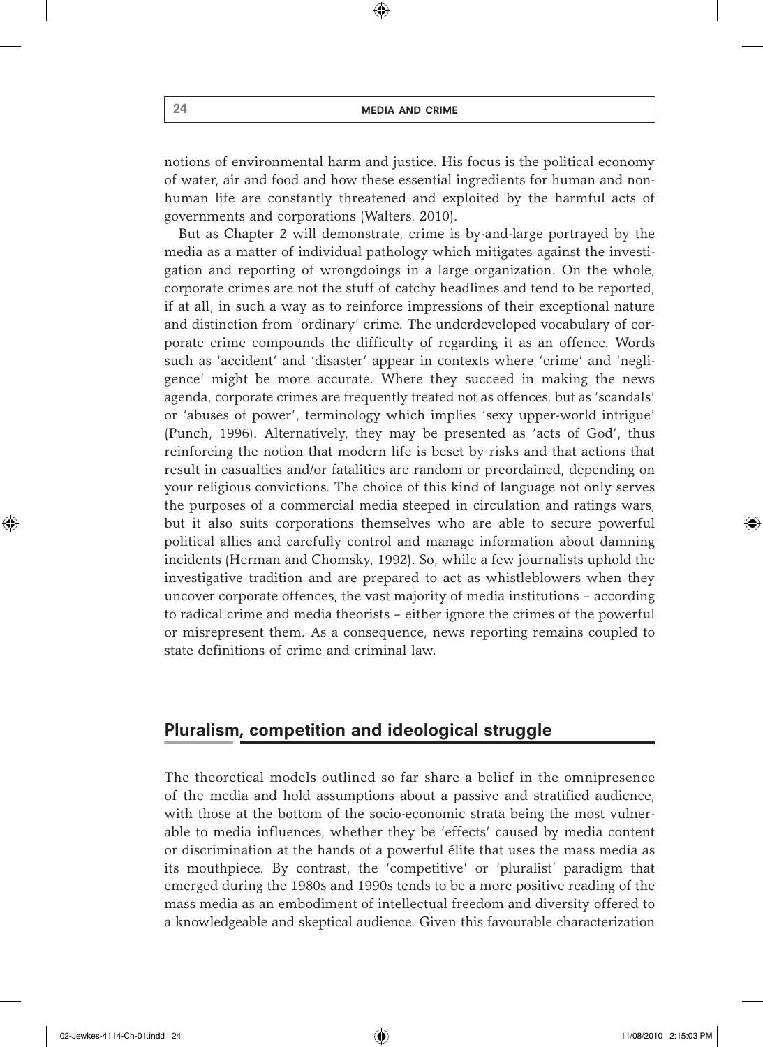notions of environmental harm and justice. His focus is the political economy of water, air and food and how these essential ingredients for human and non-human life are constantly threatened and exploited by the harmful acts of governments and corporations (Walters, 2010).

But as Chapter 2 will demonstrate, crime is by-and-large portrayed by the media as a matter of individual pathology which mitigates against the investigation and reporting of wrongdoings in a large organization. On the whole, corporate crimes are not the stuff of catchy headlines and tend to be reported, if at all, in such a way as to reinforce impressions of their exceptional nature and distinction from 'ordinary' crime. The underdeveloped vocabulary of corporate crime compounds the difficulty of regarding it as an offence. Words such as 'accident' and 'disaster' appear in contexts where 'crime' and 'negligence' might be more accurate. Where they succeed in making the news agenda, corporate crimes are frequently treated not as offences, but as 'scandals' or 'abuses of power', terminology which implies 'sexy upper-world intrigue' (Punch, 1996). Alternatively, they may be presented as 'acts of God', thus reinforcing the notion that modern life is beset by risks and that actions that result in casualties and/or fatalities are random or preordained, depending on your religious convictions. The choice of this kind of language not only serves the purposes of a commercial media steeped in circulation and ratings wars, but it also suits corporations themselves who are able to secure powerful political allies and carefully control and manage information about damning incidents (Herman and Chomsky, 1992). So, while a few journalists uphold the investigative tradition and are prepared to act as whistleblowers when they uncover corporate offences, the vast majority of media institutions – according to radical crime and media theorists – either ignore the crimes of the powerful or misrepresent them. As a consequence, news reporting remains coupled to state definitions of crime and criminal law.

## Pluralism, competition and ideological struggle

The theoretical models outlined so far share a belief in the omnipresence of the media and hold assumptions about a passive and stratified audience, with those at the bottom of the socio-economic strata being the most vulnerable to media influences, whether they be 'effects' caused by media content or discrimination at the hands of a powerful élite that uses the mass media as its mouthpiece. By contrast, the 'competitive' or 'pluralist' paradigm that emerged during the 1980s and 1990s tends to be a more positive reading of the mass media as an embodiment of intellectual freedom and diversity offered to a knowledgeable and skeptical audience. Given this favourable characterization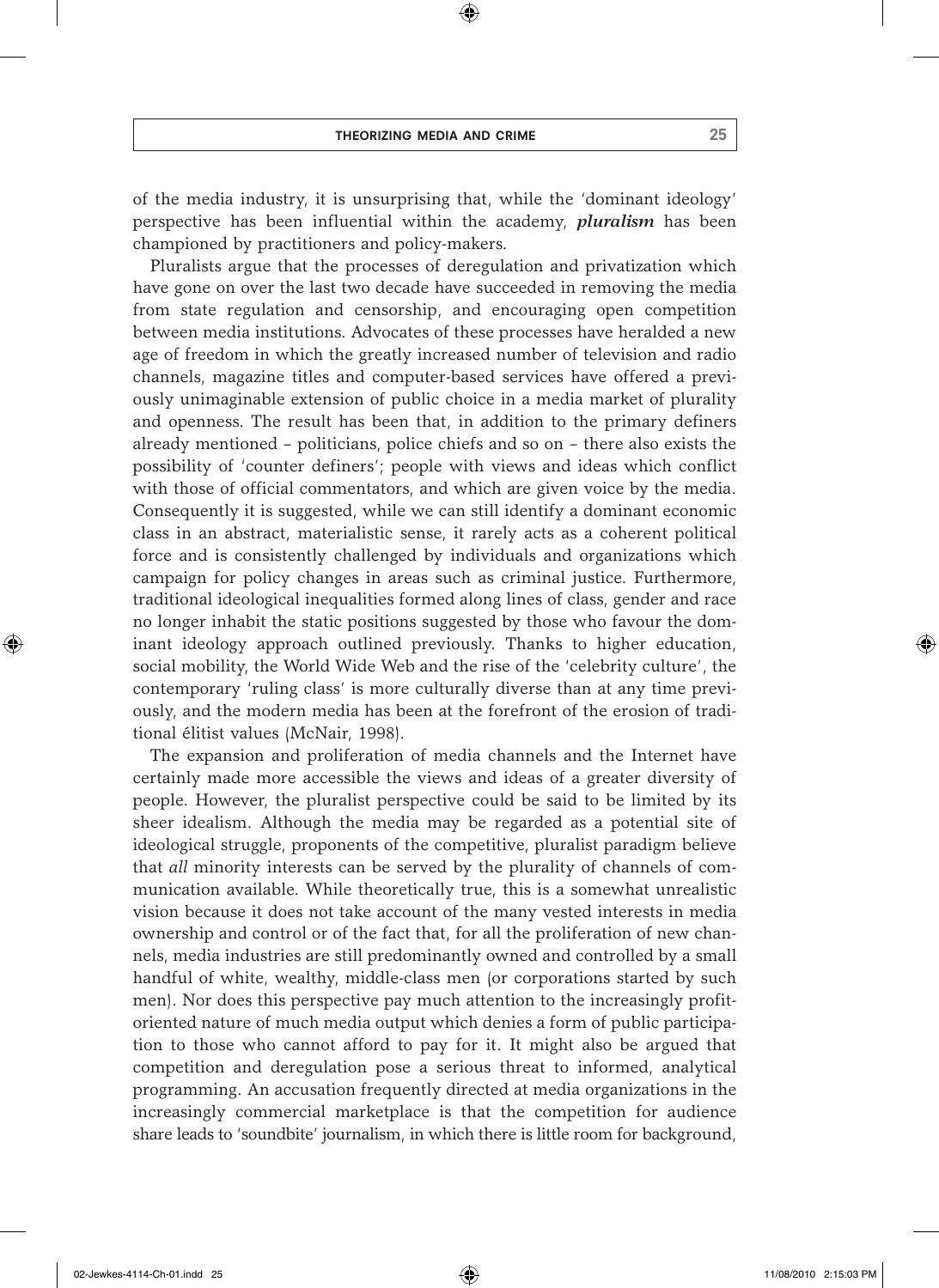of the media industry, it is unsurprising that, while the 'dominant ideology' perspective has been influential within the academy, ***pluralism*** has been championed by practitioners and policy-makers.

Pluralists argue that the processes of deregulation and privatization which have gone on over the last two decade have succeeded in removing the media from state regulation and censorship, and encouraging open competition between media institutions. Advocates of these processes have heralded a new age of freedom in which the greatly increased number of television and radio channels, magazine titles and computer-based services have offered a previously unimaginable extension of public choice in a media market of plurality and openness. The result has been that, in addition to the primary definers already mentioned – politicians, police chiefs and so on – there also exists the possibility of 'counter definers'; people with views and ideas which conflict with those of official commentators, and which are given voice by the media. Consequently it is suggested, while we can still identify a dominant economic class in an abstract, materialistic sense, it rarely acts as a coherent political force and is consistently challenged by individuals and organizations which campaign for policy changes in areas such as criminal justice. Furthermore, traditional ideological inequalities formed along lines of class, gender and race no longer inhabit the static positions suggested by those who favour the dominant ideology approach outlined previously. Thanks to higher education, social mobility, the World Wide Web and the rise of the 'celebrity culture', the contemporary 'ruling class' is more culturally diverse than at any time previously, and the modern media has been at the forefront of the erosion of traditional élitist values (McNair, 1998).

The expansion and proliferation of media channels and the Internet have certainly made more accessible the views and ideas of a greater diversity of people. However, the pluralist perspective could be said to be limited by its sheer idealism. Although the media may be regarded as a potential site of ideological struggle, proponents of the competitive, pluralist paradigm believe that *all* minority interests can be served by the plurality of channels of communication available. While theoretically true, this is a somewhat unrealistic vision because it does not take account of the many vested interests in media ownership and control or of the fact that, for all the proliferation of new channels, media industries are still predominantly owned and controlled by a small handful of white, wealthy, middle-class men (or corporations started by such men). Nor does this perspective pay much attention to the increasingly profit-oriented nature of much media output which denies a form of public participation to those who cannot afford to pay for it. It might also be argued that competition and deregulation pose a serious threat to informed, analytical programming. An accusation frequently directed at media organizations in the increasingly commercial marketplace is that the competition for audience share leads to 'soundbite' journalism, in which there is little room for background,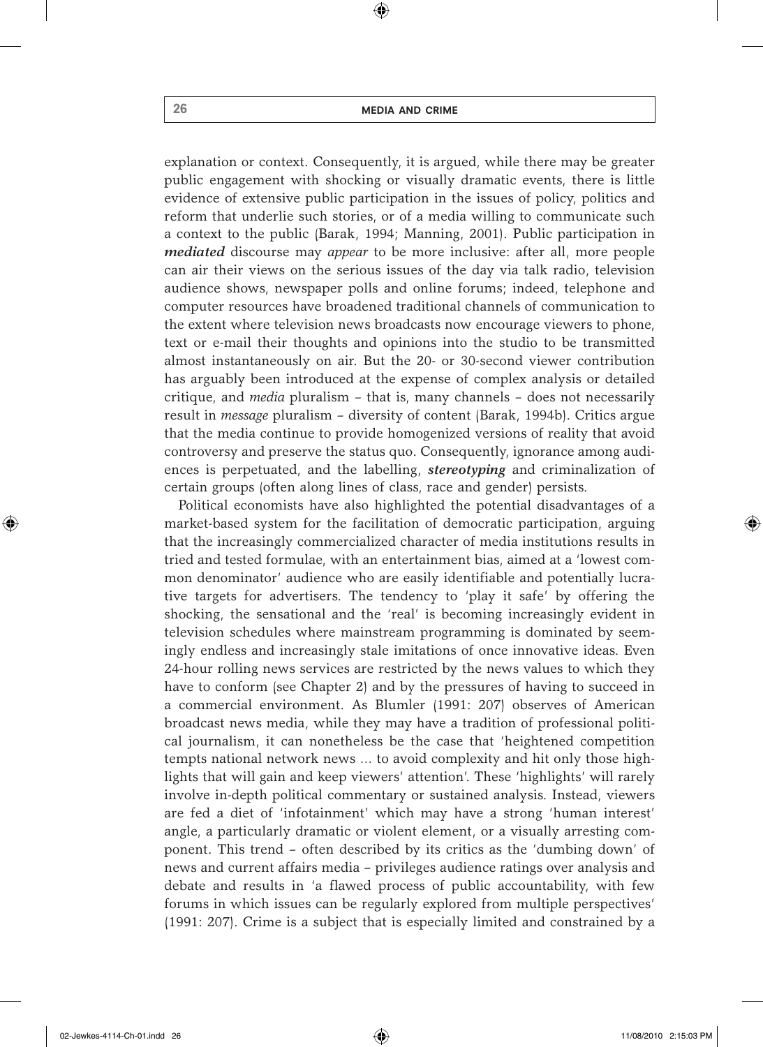explanation or context. Consequently, it is argued, while there may be greater public engagement with shocking or visually dramatic events, there is little evidence of extensive public participation in the issues of policy, politics and reform that underlie such stories, or of a media willing to communicate such a context to the public (Barak, 1994; Manning, 2001). Public participation in ***mediated*** discourse may *appear* to be more inclusive: after all, more people can air their views on the serious issues of the day via talk radio, television audience shows, newspaper polls and online forums; indeed, telephone and computer resources have broadened traditional channels of communication to the extent where television news broadcasts now encourage viewers to phone, text or e-mail their thoughts and opinions into the studio to be transmitted almost instantaneously on air. But the 20- or 30-second viewer contribution has arguably been introduced at the expense of complex analysis or detailed critique, and *media* pluralism – that is, many channels – does not necessarily result in *message* pluralism – diversity of content (Barak, 1994b). Critics argue that the media continue to provide homogenized versions of reality that avoid controversy and preserve the status quo. Consequently, ignorance among audiences is perpetuated, and the labelling, ***stereotyping*** and criminalization of certain groups (often along lines of class, race and gender) persists.

Political economists have also highlighted the potential disadvantages of a market-based system for the facilitation of democratic participation, arguing that the increasingly commercialized character of media institutions results in tried and tested formulae, with an entertainment bias, aimed at a 'lowest common denominator' audience who are easily identifiable and potentially lucrative targets for advertisers. The tendency to 'play it safe' by offering the shocking, the sensational and the 'real' is becoming increasingly evident in television schedules where mainstream programming is dominated by seemingly endless and increasingly stale imitations of once innovative ideas. Even 24-hour rolling news services are restricted by the news values to which they have to conform (see Chapter 2) and by the pressures of having to succeed in a commercial environment. As Blumler (1991: 207) observes of American broadcast news media, while they may have a tradition of professional political journalism, it can nonetheless be the case that 'heightened competition tempts national network news ... to avoid complexity and hit only those highlights that will gain and keep viewers' attention'. These 'highlights' will rarely involve in-depth political commentary or sustained analysis. Instead, viewers are fed a diet of 'infotainment' which may have a strong 'human interest' angle, a particularly dramatic or violent element, or a visually arresting component. This trend – often described by its critics as the 'dumbing down' of news and current affairs media – privileges audience ratings over analysis and debate and results in 'a flawed process of public accountability, with few forums in which issues can be regularly explored from multiple perspectives' (1991: 207). Crime is a subject that is especially limited and constrained by a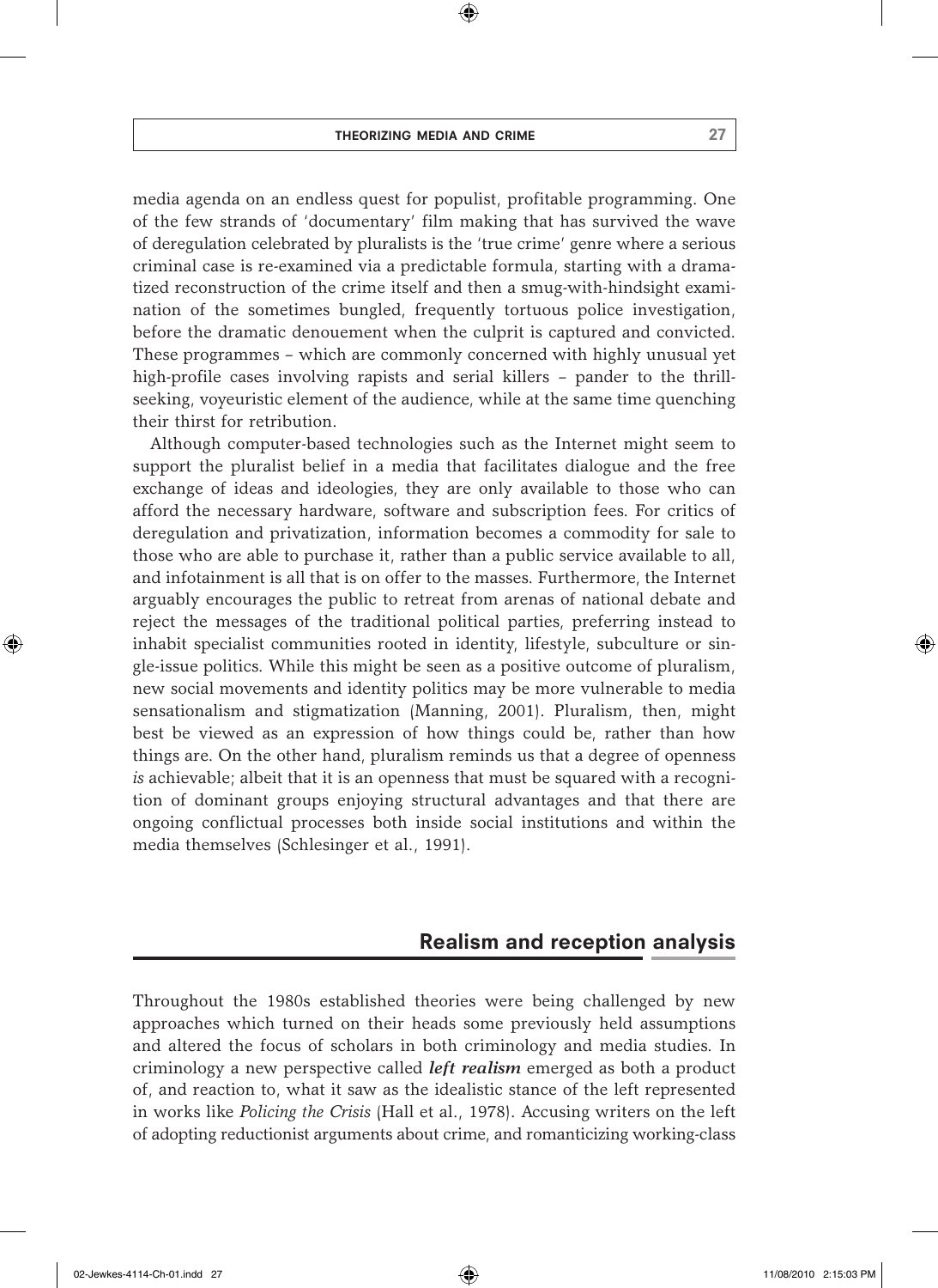media agenda on an endless quest for populist, profitable programming. One of the few strands of 'documentary' film making that has survived the wave of deregulation celebrated by pluralists is the 'true crime' genre where a serious criminal case is re-examined via a predictable formula, starting with a dramatized reconstruction of the crime itself and then a smug-with-hindsight examination of the sometimes bungled, frequently tortuous police investigation, before the dramatic denouement when the culprit is captured and convicted. These programmes – which are commonly concerned with highly unusual yet high-profile cases involving rapists and serial killers – pander to the thrill-seeking, voyeuristic element of the audience, while at the same time quenching their thirst for retribution.

Although computer-based technologies such as the Internet might seem to support the pluralist belief in a media that facilitates dialogue and the free exchange of ideas and ideologies, they are only available to those who can afford the necessary hardware, software and subscription fees. For critics of deregulation and privatization, information becomes a commodity for sale to those who are able to purchase it, rather than a public service available to all, and infotainment is all that is on offer to the masses. Furthermore, the Internet arguably encourages the public to retreat from arenas of national debate and reject the messages of the traditional political parties, preferring instead to inhabit specialist communities rooted in identity, lifestyle, subculture or single-issue politics. While this might be seen as a positive outcome of pluralism, new social movements and identity politics may be more vulnerable to media sensationalism and stigmatization (Manning, 2001). Pluralism, then, might best be viewed as an expression of how things could be, rather than how things are. On the other hand, pluralism reminds us that a degree of openness *is* achievable; albeit that it is an openness that must be squared with a recognition of dominant groups enjoying structural advantages and that there are ongoing conflictual processes both inside social institutions and within the media themselves (Schlesinger et al., 1991).

## Realism and reception analysis

Throughout the 1980s established theories were being challenged by new approaches which turned on their heads some previously held assumptions and altered the focus of scholars in both criminology and media studies. In criminology a new perspective called ***left realism*** emerged as both a product of, and reaction to, what it saw as the idealistic stance of the left represented in works like *Policing the Crisis* (Hall et al., 1978). Accusing writers on the left of adopting reductionist arguments about crime, and romanticizing working-class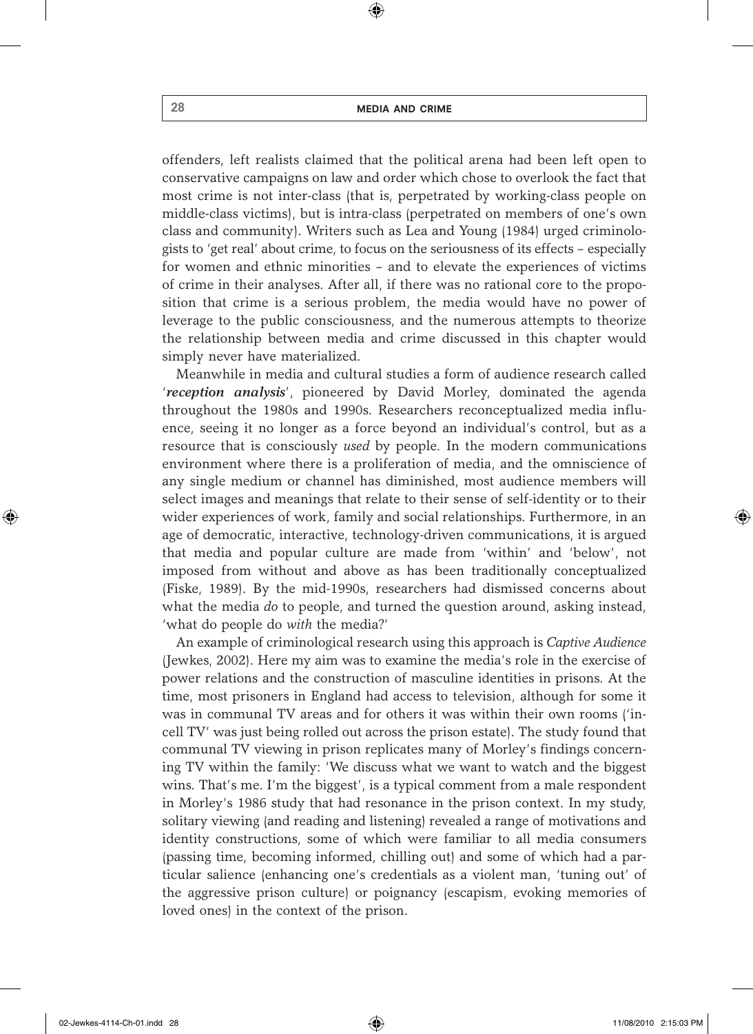offenders, left realists claimed that the political arena had been left open to conservative campaigns on law and order which chose to overlook the fact that most crime is not inter-class (that is, perpetrated by working-class people on middle-class victims), but is intra-class (perpetrated on members of one's own class and community). Writers such as Lea and Young (1984) urged criminologists to 'get real' about crime, to focus on the seriousness of its effects – especially for women and ethnic minorities – and to elevate the experiences of victims of crime in their analyses. After all, if there was no rational core to the proposition that crime is a serious problem, the media would have no power of leverage to the public consciousness, and the numerous attempts to theorize the relationship between media and crime discussed in this chapter would simply never have materialized.

Meanwhile in media and cultural studies a form of audience research called '***reception analysis***', pioneered by David Morley, dominated the agenda throughout the 1980s and 1990s. Researchers reconceptualized media influence, seeing it no longer as a force beyond an individual's control, but as a resource that is consciously *used* by people. In the modern communications environment where there is a proliferation of media, and the omniscience of any single medium or channel has diminished, most audience members will select images and meanings that relate to their sense of self-identity or to their wider experiences of work, family and social relationships. Furthermore, in an age of democratic, interactive, technology-driven communications, it is argued that media and popular culture are made from 'within' and 'below', not imposed from without and above as has been traditionally conceptualized (Fiske, 1989). By the mid-1990s, researchers had dismissed concerns about what the media *do* to people, and turned the question around, asking instead, 'what do people do *with* the media?'

An example of criminological research using this approach is *Captive Audience* (Jewkes, 2002). Here my aim was to examine the media's role in the exercise of power relations and the construction of masculine identities in prisons. At the time, most prisoners in England had access to television, although for some it was in communal TV areas and for others it was within their own rooms ('in-cell TV' was just being rolled out across the prison estate). The study found that communal TV viewing in prison replicates many of Morley's findings concerning TV within the family: 'We discuss what we want to watch and the biggest wins. That's me. I'm the biggest', is a typical comment from a male respondent in Morley's 1986 study that had resonance in the prison context. In my study, solitary viewing (and reading and listening) revealed a range of motivations and identity constructions, some of which were familiar to all media consumers (passing time, becoming informed, chilling out) and some of which had a particular salience (enhancing one's credentials as a violent man, 'tuning out' of the aggressive prison culture) or poignancy (escapism, evoking memories of loved ones) in the context of the prison.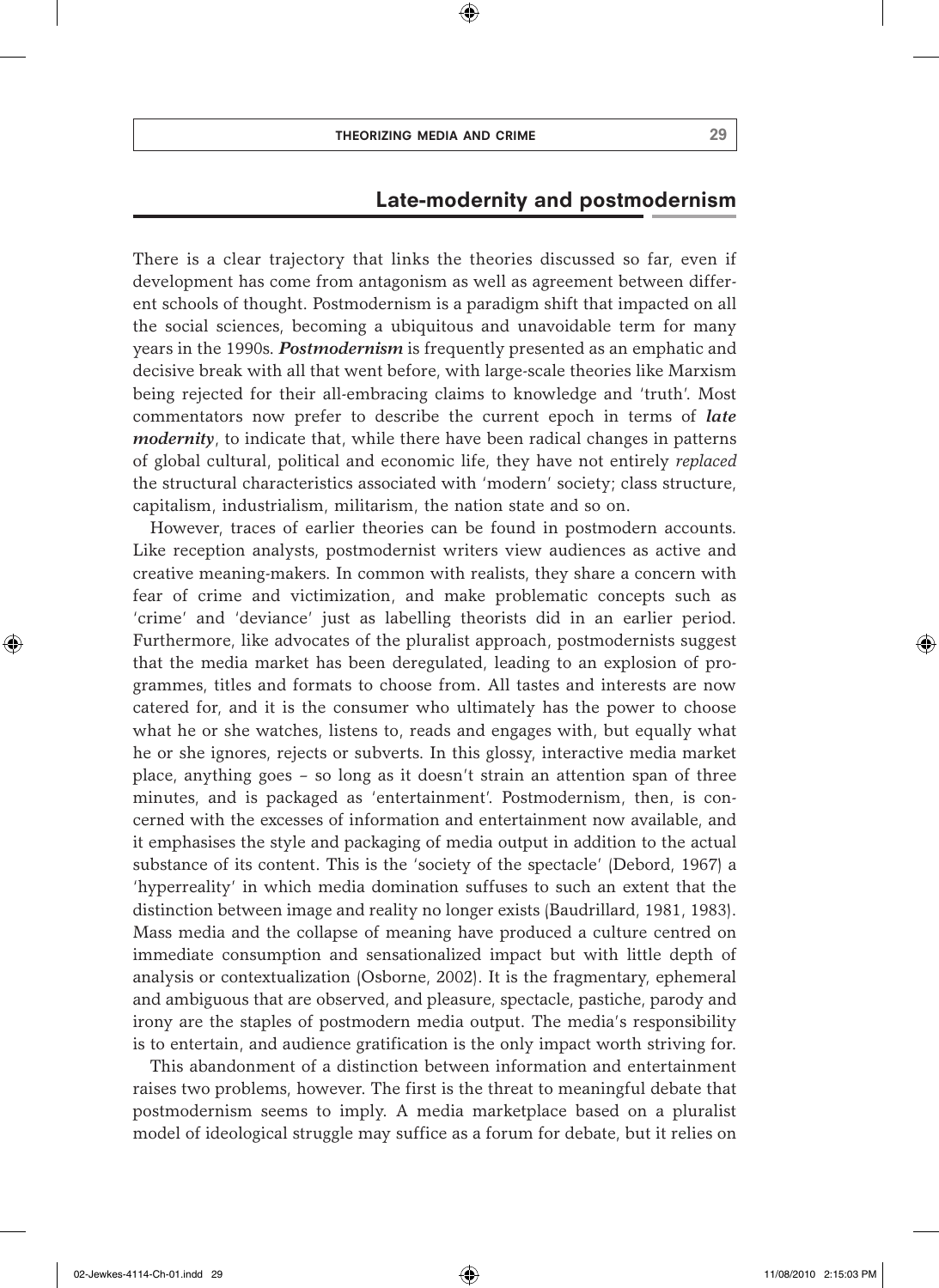## Late-modernity and postmodernism

There is a clear trajectory that links the theories discussed so far, even if development has come from antagonism as well as agreement between different schools of thought. Postmodernism is a paradigm shift that impacted on all the social sciences, becoming a ubiquitous and unavoidable term for many years in the 1990s. ***Postmodernism*** is frequently presented as an emphatic and decisive break with all that went before, with large-scale theories like Marxism being rejected for their all-embracing claims to knowledge and 'truth'. Most commentators now prefer to describe the current epoch in terms of ***late modernity***, to indicate that, while there have been radical changes in patterns of global cultural, political and economic life, they have not entirely *replaced* the structural characteristics associated with 'modern' society; class structure, capitalism, industrialism, militarism, the nation state and so on.

However, traces of earlier theories can be found in postmodern accounts. Like reception analysts, postmodernist writers view audiences as active and creative meaning-makers. In common with realists, they share a concern with fear of crime and victimization, and make problematic concepts such as 'crime' and 'deviance' just as labelling theorists did in an earlier period. Furthermore, like advocates of the pluralist approach, postmodernists suggest that the media market has been deregulated, leading to an explosion of programmes, titles and formats to choose from. All tastes and interests are now catered for, and it is the consumer who ultimately has the power to choose what he or she watches, listens to, reads and engages with, but equally what he or she ignores, rejects or subverts. In this glossy, interactive media market place, anything goes – so long as it doesn't strain an attention span of three minutes, and is packaged as 'entertainment'. Postmodernism, then, is concerned with the excesses of information and entertainment now available, and it emphasises the style and packaging of media output in addition to the actual substance of its content. This is the 'society of the spectacle' (Debord, 1967) a 'hyperreality' in which media domination suffuses to such an extent that the distinction between image and reality no longer exists (Baudrillard, 1981, 1983). Mass media and the collapse of meaning have produced a culture centred on immediate consumption and sensationalized impact but with little depth of analysis or contextualization (Osborne, 2002). It is the fragmentary, ephemeral and ambiguous that are observed, and pleasure, spectacle, pastiche, parody and irony are the staples of postmodern media output. The media's responsibility is to entertain, and audience gratification is the only impact worth striving for.

This abandonment of a distinction between information and entertainment raises two problems, however. The first is the threat to meaningful debate that postmodernism seems to imply. A media marketplace based on a pluralist model of ideological struggle may suffice as a forum for debate, but it relies on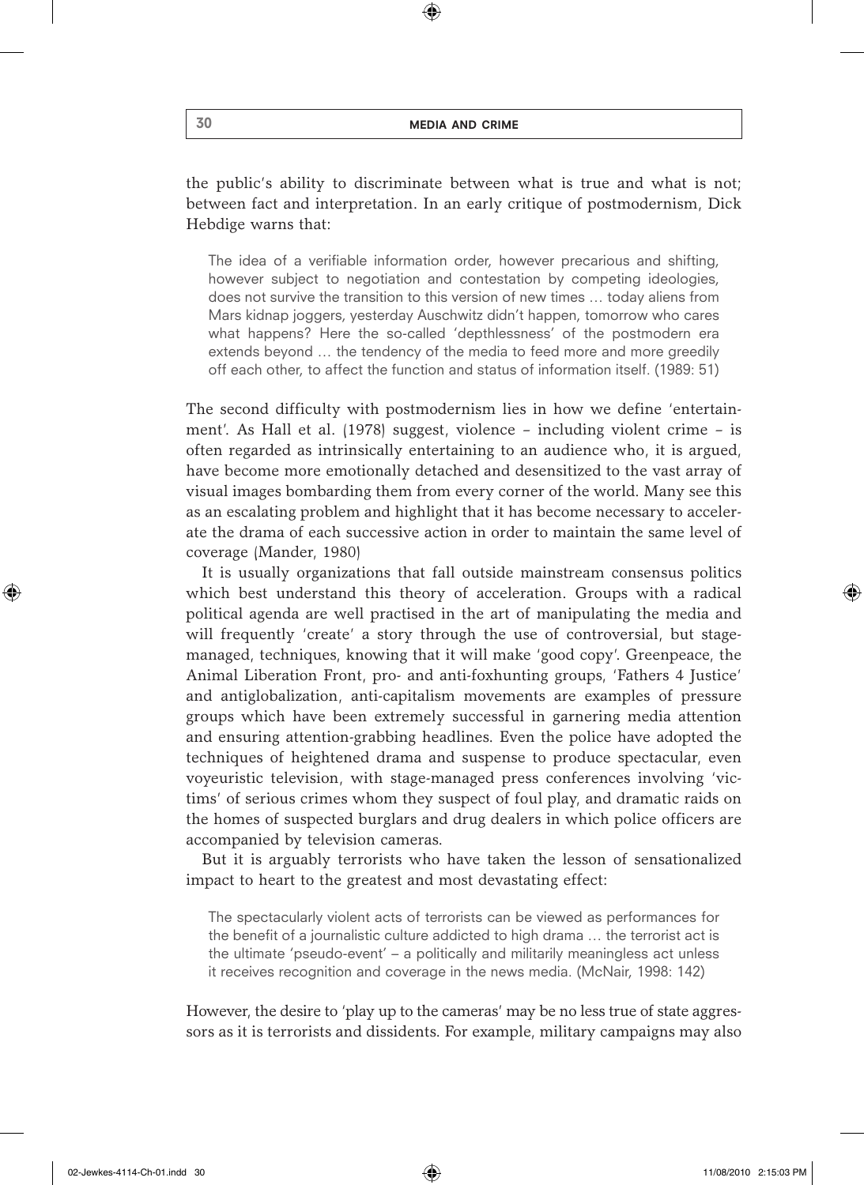the public's ability to discriminate between what is true and what is not; between fact and interpretation. In an early critique of postmodernism, Dick Hebdige warns that:

> The idea of a verifiable information order, however precarious and shifting, however subject to negotiation and contestation by competing ideologies, does not survive the transition to this version of new times … today aliens from Mars kidnap joggers, yesterday Auschwitz didn't happen, tomorrow who cares what happens? Here the so-called 'depthlessness' of the postmodern era extends beyond … the tendency of the media to feed more and more greedily off each other, to affect the function and status of information itself. (1989: 51)

The second difficulty with postmodernism lies in how we define 'entertainment'. As Hall et al. (1978) suggest, violence – including violent crime – is often regarded as intrinsically entertaining to an audience who, it is argued, have become more emotionally detached and desensitized to the vast array of visual images bombarding them from every corner of the world. Many see this as an escalating problem and highlight that it has become necessary to accelerate the drama of each successive action in order to maintain the same level of coverage (Mander, 1980)

It is usually organizations that fall outside mainstream consensus politics which best understand this theory of acceleration. Groups with a radical political agenda are well practised in the art of manipulating the media and will frequently 'create' a story through the use of controversial, but stage-managed, techniques, knowing that it will make 'good copy'. Greenpeace, the Animal Liberation Front, pro- and anti-foxhunting groups, 'Fathers 4 Justice' and antiglobalization, anti-capitalism movements are examples of pressure groups which have been extremely successful in garnering media attention and ensuring attention-grabbing headlines. Even the police have adopted the techniques of heightened drama and suspense to produce spectacular, even voyeuristic television, with stage-managed press conferences involving 'victims' of serious crimes whom they suspect of foul play, and dramatic raids on the homes of suspected burglars and drug dealers in which police officers are accompanied by television cameras.

But it is arguably terrorists who have taken the lesson of sensationalized impact to heart to the greatest and most devastating effect:

> The spectacularly violent acts of terrorists can be viewed as performances for the benefit of a journalistic culture addicted to high drama … the terrorist act is the ultimate 'pseudo-event' – a politically and militarily meaningless act unless it receives recognition and coverage in the news media. (McNair, 1998: 142)

However, the desire to 'play up to the cameras' may be no less true of state aggressors as it is terrorists and dissidents. For example, military campaigns may also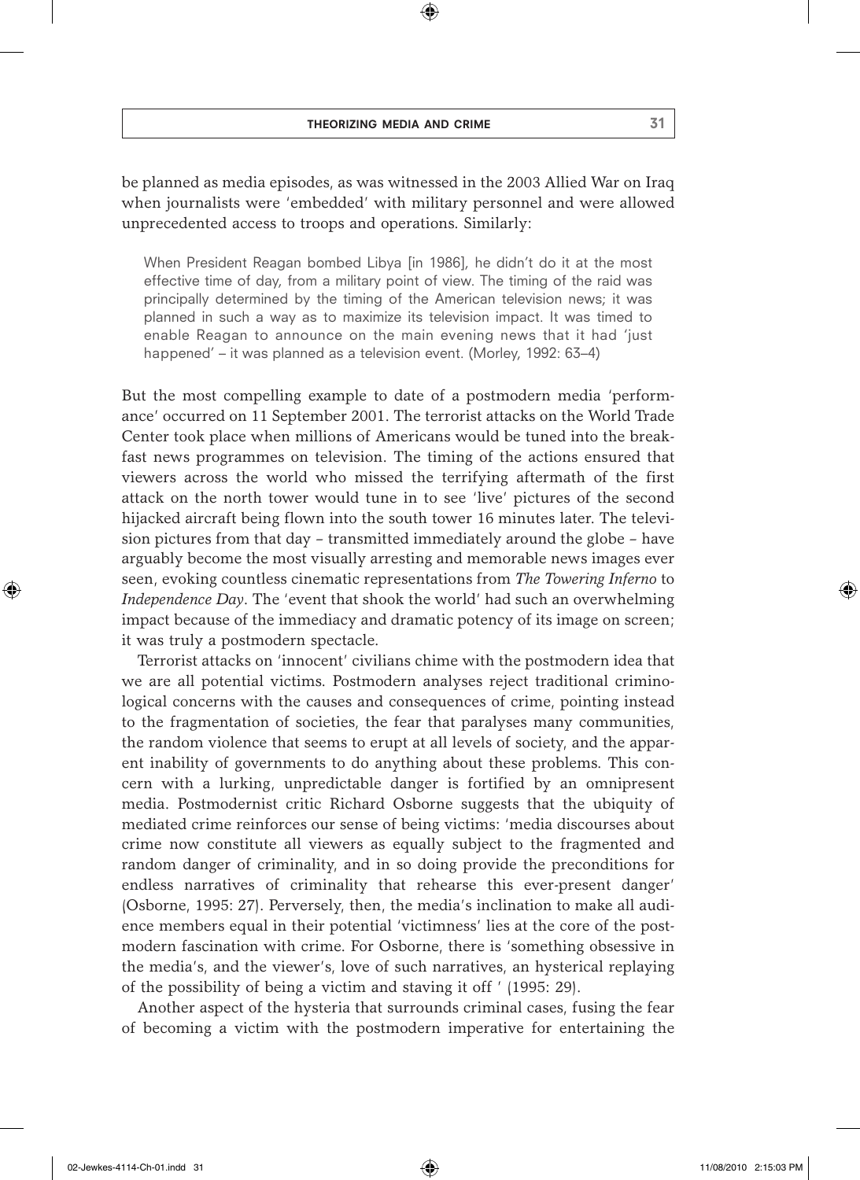be planned as media episodes, as was witnessed in the 2003 Allied War on Iraq when journalists were 'embedded' with military personnel and were allowed unprecedented access to troops and operations. Similarly:

> When President Reagan bombed Libya [in 1986], he didn't do it at the most effective time of day, from a military point of view. The timing of the raid was principally determined by the timing of the American television news; it was planned in such a way as to maximize its television impact. It was timed to enable Reagan to announce on the main evening news that it had 'just happened' – it was planned as a television event. (Morley, 1992: 63–4)

But the most compelling example to date of a postmodern media 'performance' occurred on 11 September 2001. The terrorist attacks on the World Trade Center took place when millions of Americans would be tuned into the breakfast news programmes on television. The timing of the actions ensured that viewers across the world who missed the terrifying aftermath of the first attack on the north tower would tune in to see 'live' pictures of the second hijacked aircraft being flown into the south tower 16 minutes later. The television pictures from that day – transmitted immediately around the globe – have arguably become the most visually arresting and memorable news images ever seen, evoking countless cinematic representations from *The Towering Inferno* to *Independence Day*. The 'event that shook the world' had such an overwhelming impact because of the immediacy and dramatic potency of its image on screen; it was truly a postmodern spectacle.

Terrorist attacks on 'innocent' civilians chime with the postmodern idea that we are all potential victims. Postmodern analyses reject traditional criminological concerns with the causes and consequences of crime, pointing instead to the fragmentation of societies, the fear that paralyses many communities, the random violence that seems to erupt at all levels of society, and the apparent inability of governments to do anything about these problems. This concern with a lurking, unpredictable danger is fortified by an omnipresent media. Postmodernist critic Richard Osborne suggests that the ubiquity of mediated crime reinforces our sense of being victims: 'media discourses about crime now constitute all viewers as equally subject to the fragmented and random danger of criminality, and in so doing provide the preconditions for endless narratives of criminality that rehearse this ever-present danger' (Osborne, 1995: 27). Perversely, then, the media's inclination to make all audience members equal in their potential 'victimness' lies at the core of the postmodern fascination with crime. For Osborne, there is 'something obsessive in the media's, and the viewer's, love of such narratives, an hysterical replaying of the possibility of being a victim and staving it off ' (1995: 29).

Another aspect of the hysteria that surrounds criminal cases, fusing the fear of becoming a victim with the postmodern imperative for entertaining the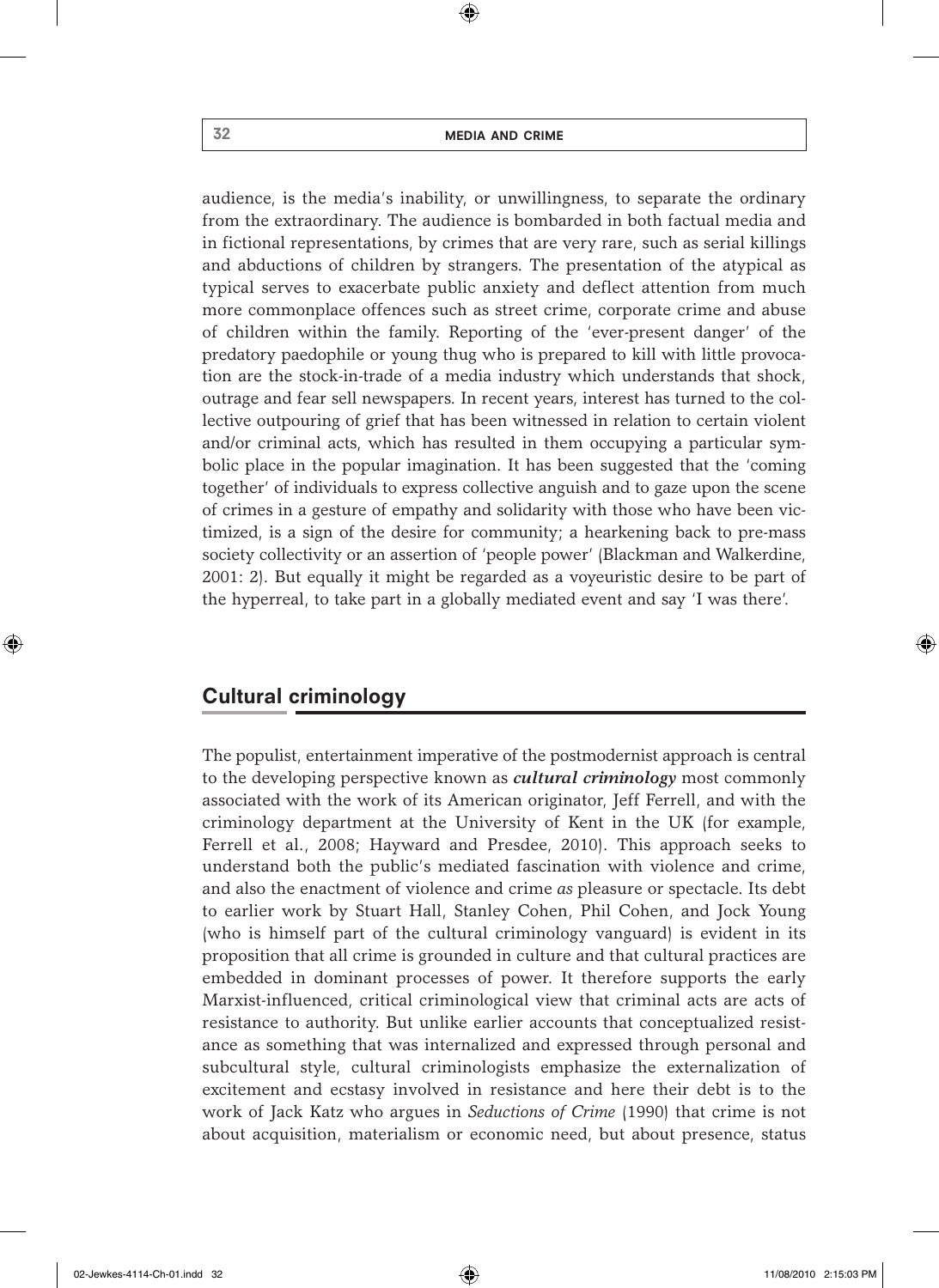audience, is the media's inability, or unwillingness, to separate the ordinary from the extraordinary. The audience is bombarded in both factual media and in fictional representations, by crimes that are very rare, such as serial killings and abductions of children by strangers. The presentation of the atypical as typical serves to exacerbate public anxiety and deflect attention from much more commonplace offences such as street crime, corporate crime and abuse of children within the family. Reporting of the 'ever-present danger' of the predatory paedophile or young thug who is prepared to kill with little provocation are the stock-in-trade of a media industry which understands that shock, outrage and fear sell newspapers. In recent years, interest has turned to the collective outpouring of grief that has been witnessed in relation to certain violent and/or criminal acts, which has resulted in them occupying a particular symbolic place in the popular imagination. It has been suggested that the 'coming together' of individuals to express collective anguish and to gaze upon the scene of crimes in a gesture of empathy and solidarity with those who have been victimized, is a sign of the desire for community; a hearkening back to pre-mass society collectivity or an assertion of 'people power' (Blackman and Walkerdine, 2001: 2). But equally it might be regarded as a voyeuristic desire to be part of the hyperreal, to take part in a globally mediated event and say 'I was there'.

## Cultural criminology

The populist, entertainment imperative of the postmodernist approach is central to the developing perspective known as ***cultural criminology*** most commonly associated with the work of its American originator, Jeff Ferrell, and with the criminology department at the University of Kent in the UK (for example, Ferrell et al., 2008; Hayward and Presdee, 2010). This approach seeks to understand both the public's mediated fascination with violence and crime, and also the enactment of violence and crime *as* pleasure or spectacle. Its debt to earlier work by Stuart Hall, Stanley Cohen, Phil Cohen, and Jock Young (who is himself part of the cultural criminology vanguard) is evident in its proposition that all crime is grounded in culture and that cultural practices are embedded in dominant processes of power. It therefore supports the early Marxist-influenced, critical criminological view that criminal acts are acts of resistance to authority. But unlike earlier accounts that conceptualized resistance as something that was internalized and expressed through personal and subcultural style, cultural criminologists emphasize the externalization of excitement and ecstasy involved in resistance and here their debt is to the work of Jack Katz who argues in *Seductions of Crime* (1990) that crime is not about acquisition, materialism or economic need, but about presence, status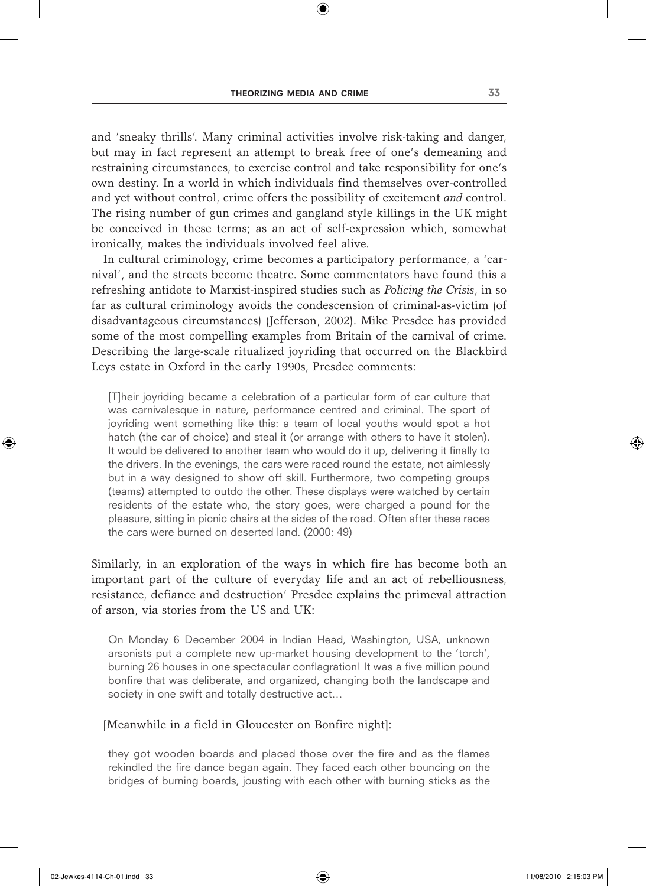and 'sneaky thrills'. Many criminal activities involve risk-taking and danger, but may in fact represent an attempt to break free of one's demeaning and restraining circumstances, to exercise control and take responsibility for one's own destiny. In a world in which individuals find themselves over-controlled and yet without control, crime offers the possibility of excitement *and* control. The rising number of gun crimes and gangland style killings in the UK might be conceived in these terms; as an act of self-expression which, somewhat ironically, makes the individuals involved feel alive.

In cultural criminology, crime becomes a participatory performance, a 'carnival', and the streets become theatre. Some commentators have found this a refreshing antidote to Marxist-inspired studies such as *Policing the Crisis*, in so far as cultural criminology avoids the condescension of criminal-as-victim (of disadvantageous circumstances) (Jefferson, 2002). Mike Presdee has provided some of the most compelling examples from Britain of the carnival of crime. Describing the large-scale ritualized joyriding that occurred on the Blackbird Leys estate in Oxford in the early 1990s, Presdee comments:

> [T]heir joyriding became a celebration of a particular form of car culture that was carnivalesque in nature, performance centred and criminal. The sport of joyriding went something like this: a team of local youths would spot a hot hatch (the car of choice) and steal it (or arrange with others to have it stolen). It would be delivered to another team who would do it up, delivering it finally to the drivers. In the evenings, the cars were raced round the estate, not aimlessly but in a way designed to show off skill. Furthermore, two competing groups (teams) attempted to outdo the other. These displays were watched by certain residents of the estate who, the story goes, were charged a pound for the pleasure, sitting in picnic chairs at the sides of the road. Often after these races the cars were burned on deserted land. (2000: 49)

Similarly, in an exploration of the ways in which fire has become both an important part of the culture of everyday life and an act of rebelliousness, resistance, defiance and destruction' Presdee explains the primeval attraction of arson, via stories from the US and UK:

> On Monday 6 December 2004 in Indian Head, Washington, USA, unknown arsonists put a complete new up-market housing development to the 'torch', burning 26 houses in one spectacular conflagration! It was a five million pound bonfire that was deliberate, and organized, changing both the landscape and society in one swift and totally destructive act…

[Meanwhile in a field in Gloucester on Bonfire night]:

> they got wooden boards and placed those over the fire and as the flames rekindled the fire dance began again. They faced each other bouncing on the bridges of burning boards, jousting with each other with burning sticks as the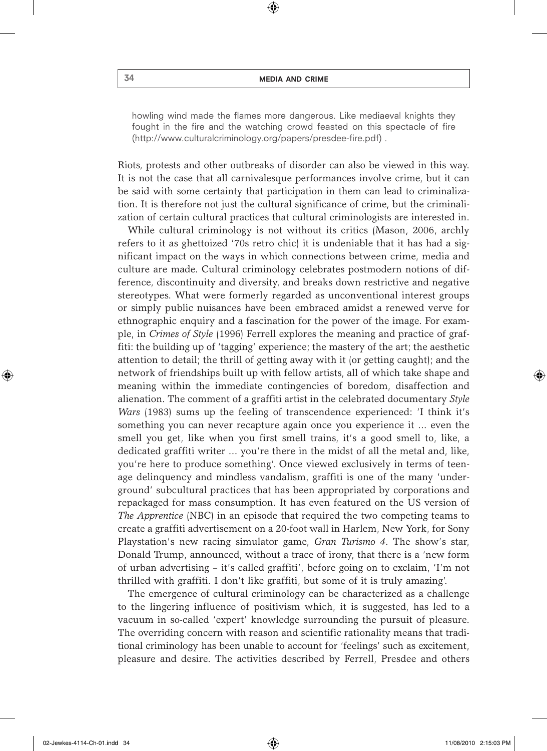> howling wind made the flames more dangerous. Like mediaeval knights they fought in the fire and the watching crowd feasted on this spectacle of fire (http://www.culturalcriminology.org/papers/presdee-fire.pdf) .

Riots, protests and other outbreaks of disorder can also be viewed in this way. It is not the case that all carnivalesque performances involve crime, but it can be said with some certainty that participation in them can lead to criminalization. It is therefore not just the cultural significance of crime, but the criminalization of certain cultural practices that cultural criminologists are interested in.

While cultural criminology is not without its critics (Mason, 2006, archly refers to it as ghettoized '70s retro chic) it is undeniable that it has had a significant impact on the ways in which connections between crime, media and culture are made. Cultural criminology celebrates postmodern notions of difference, discontinuity and diversity, and breaks down restrictive and negative stereotypes. What were formerly regarded as unconventional interest groups or simply public nuisances have been embraced amidst a renewed verve for ethnographic enquiry and a fascination for the power of the image. For example, in *Crimes of Style* (1996) Ferrell explores the meaning and practice of graffiti: the building up of 'tagging' experience; the mastery of the art; the aesthetic attention to detail; the thrill of getting away with it (or getting caught); and the network of friendships built up with fellow artists, all of which take shape and meaning within the immediate contingencies of boredom, disaffection and alienation. The comment of a graffiti artist in the celebrated documentary *Style Wars* (1983) sums up the feeling of transcendence experienced: 'I think it's something you can never recapture again once you experience it ... even the smell you get, like when you first smell trains, it's a good smell to, like, a dedicated graffiti writer ... you're there in the midst of all the metal and, like, you're here to produce something'. Once viewed exclusively in terms of teenage delinquency and mindless vandalism, graffiti is one of the many 'underground' subcultural practices that has been appropriated by corporations and repackaged for mass consumption. It has even featured on the US version of *The Apprentice* (NBC) in an episode that required the two competing teams to create a graffiti advertisement on a 20-foot wall in Harlem, New York, for Sony Playstation's new racing simulator game, *Gran Turismo 4*. The show's star, Donald Trump, announced, without a trace of irony, that there is a 'new form of urban advertising – it's called graffiti', before going on to exclaim, 'I'm not thrilled with graffiti. I don't like graffiti, but some of it is truly amazing'.

The emergence of cultural criminology can be characterized as a challenge to the lingering influence of positivism which, it is suggested, has led to a vacuum in so-called 'expert' knowledge surrounding the pursuit of pleasure. The overriding concern with reason and scientific rationality means that traditional criminology has been unable to account for 'feelings' such as excitement, pleasure and desire. The activities described by Ferrell, Presdee and others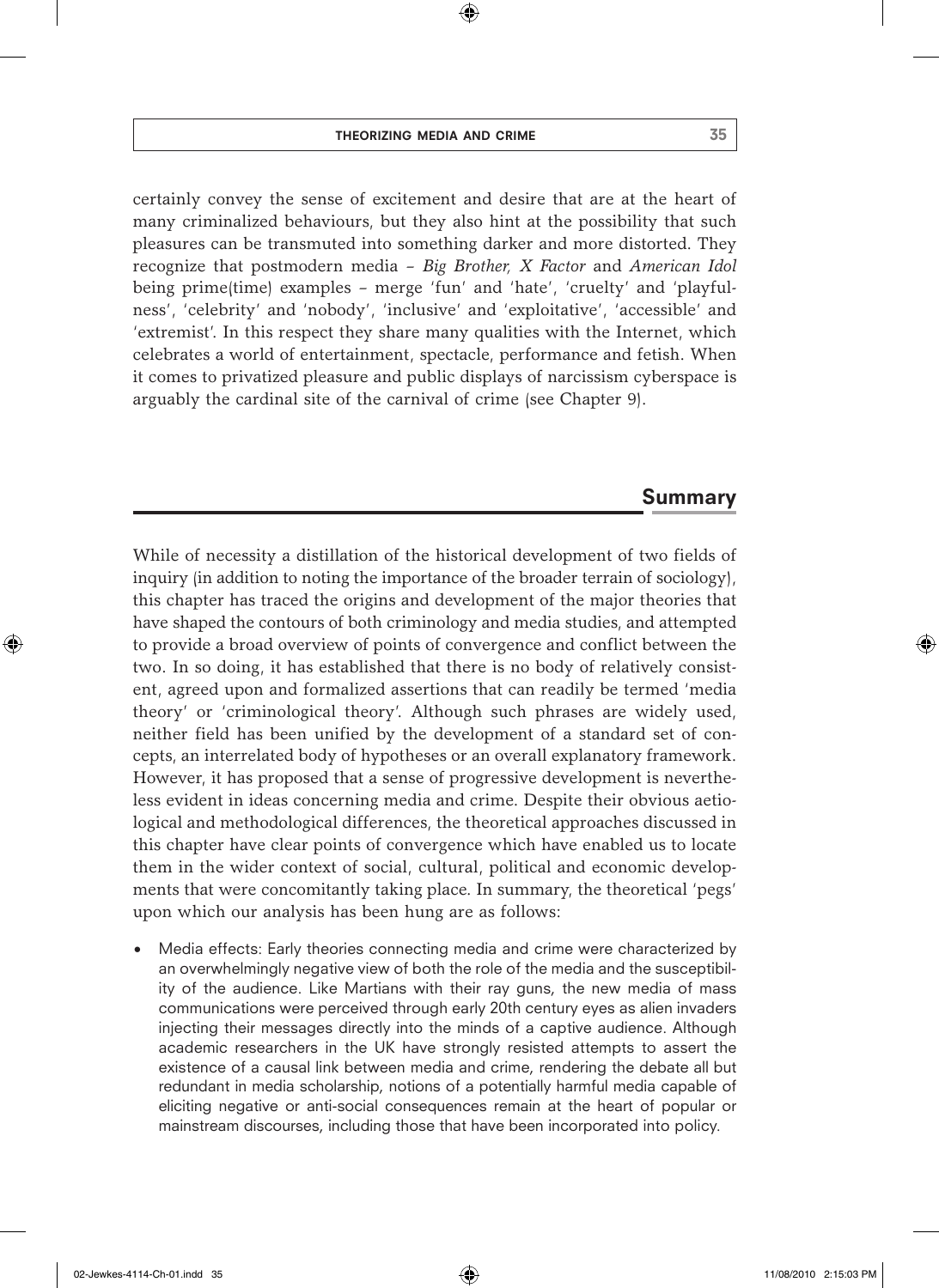certainly convey the sense of excitement and desire that are at the heart of many criminalized behaviours, but they also hint at the possibility that such pleasures can be transmuted into something darker and more distorted. They recognize that postmodern media – *Big Brother, X Factor* and *American Idol* being prime(time) examples – merge 'fun' and 'hate', 'cruelty' and 'playfulness', 'celebrity' and 'nobody', 'inclusive' and 'exploitative', 'accessible' and 'extremist'. In this respect they share many qualities with the Internet, which celebrates a world of entertainment, spectacle, performance and fetish. When it comes to privatized pleasure and public displays of narcissism cyberspace is arguably the cardinal site of the carnival of crime (see Chapter 9).

## Summary

While of necessity a distillation of the historical development of two fields of inquiry (in addition to noting the importance of the broader terrain of sociology), this chapter has traced the origins and development of the major theories that have shaped the contours of both criminology and media studies, and attempted to provide a broad overview of points of convergence and conflict between the two. In so doing, it has established that there is no body of relatively consistent, agreed upon and formalized assertions that can readily be termed 'media theory' or 'criminological theory'. Although such phrases are widely used, neither field has been unified by the development of a standard set of concepts, an interrelated body of hypotheses or an overall explanatory framework. However, it has proposed that a sense of progressive development is nevertheless evident in ideas concerning media and crime. Despite their obvious aetiological and methodological differences, the theoretical approaches discussed in this chapter have clear points of convergence which have enabled us to locate them in the wider context of social, cultural, political and economic developments that were concomitantly taking place. In summary, the theoretical 'pegs' upon which our analysis has been hung are as follows:

- Media effects: Early theories connecting media and crime were characterized by an overwhelmingly negative view of both the role of the media and the susceptibility of the audience. Like Martians with their ray guns, the new media of mass communications were perceived through early 20th century eyes as alien invaders injecting their messages directly into the minds of a captive audience. Although academic researchers in the UK have strongly resisted attempts to assert the existence of a causal link between media and crime, rendering the debate all but redundant in media scholarship, notions of a potentially harmful media capable of eliciting negative or anti-social consequences remain at the heart of popular or mainstream discourses, including those that have been incorporated into policy.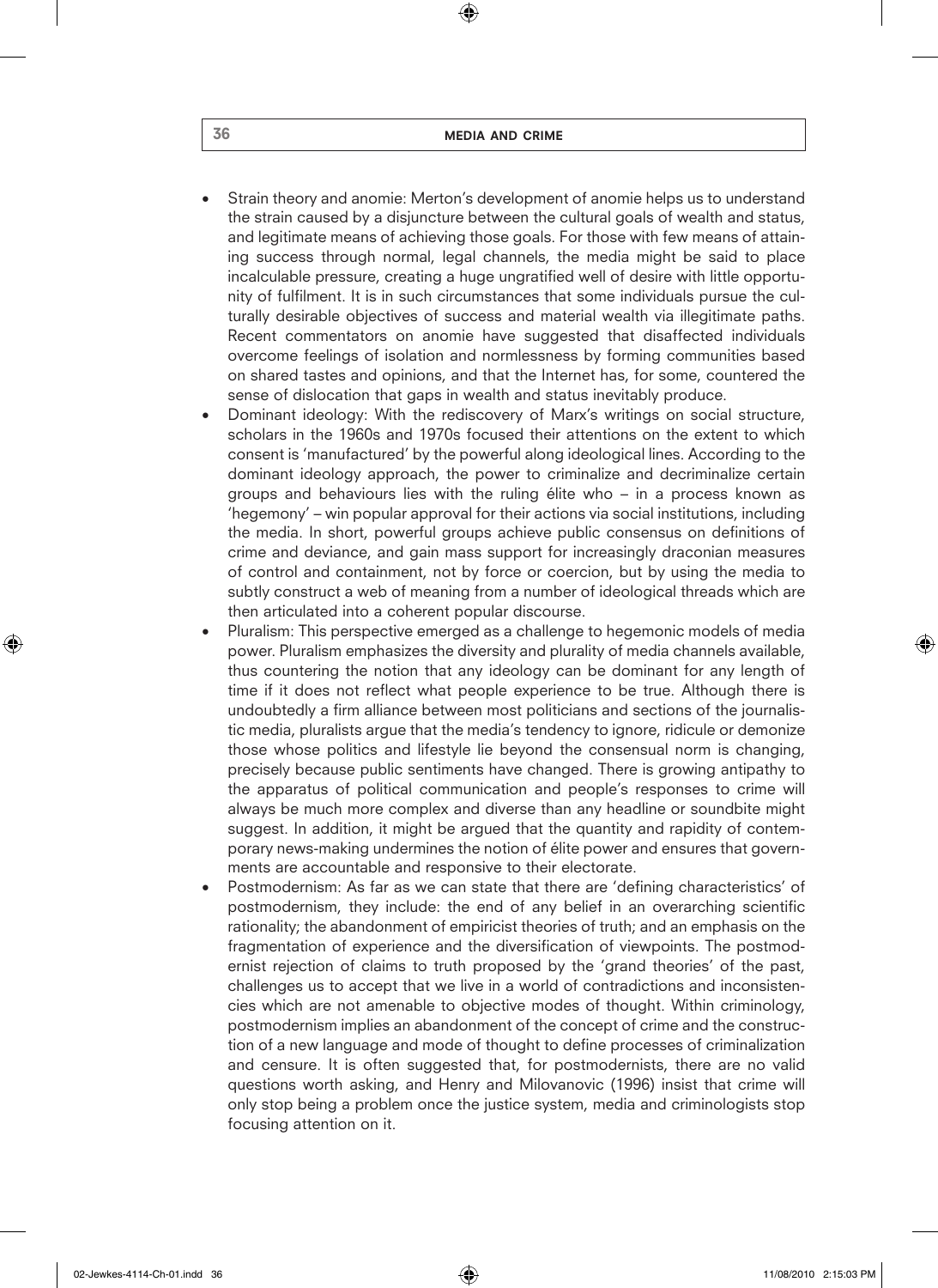- Strain theory and anomie: Merton's development of anomie helps us to understand the strain caused by a disjuncture between the cultural goals of wealth and status, and legitimate means of achieving those goals. For those with few means of attaining success through normal, legal channels, the media might be said to place incalculable pressure, creating a huge ungratified well of desire with little opportunity of fulfilment. It is in such circumstances that some individuals pursue the culturally desirable objectives of success and material wealth via illegitimate paths. Recent commentators on anomie have suggested that disaffected individuals overcome feelings of isolation and normlessness by forming communities based on shared tastes and opinions, and that the Internet has, for some, countered the sense of dislocation that gaps in wealth and status inevitably produce.
- Dominant ideology: With the rediscovery of Marx's writings on social structure, scholars in the 1960s and 1970s focused their attentions on the extent to which consent is 'manufactured' by the powerful along ideological lines. According to the dominant ideology approach, the power to criminalize and decriminalize certain groups and behaviours lies with the ruling élite who – in a process known as 'hegemony' – win popular approval for their actions via social institutions, including the media. In short, powerful groups achieve public consensus on definitions of crime and deviance, and gain mass support for increasingly draconian measures of control and containment, not by force or coercion, but by using the media to subtly construct a web of meaning from a number of ideological threads which are then articulated into a coherent popular discourse.
- Pluralism: This perspective emerged as a challenge to hegemonic models of media power. Pluralism emphasizes the diversity and plurality of media channels available, thus countering the notion that any ideology can be dominant for any length of time if it does not reflect what people experience to be true. Although there is undoubtedly a firm alliance between most politicians and sections of the journalistic media, pluralists argue that the media's tendency to ignore, ridicule or demonize those whose politics and lifestyle lie beyond the consensual norm is changing, precisely because public sentiments have changed. There is growing antipathy to the apparatus of political communication and people's responses to crime will always be much more complex and diverse than any headline or soundbite might suggest. In addition, it might be argued that the quantity and rapidity of contemporary news-making undermines the notion of élite power and ensures that governments are accountable and responsive to their electorate.
- Postmodernism: As far as we can state that there are 'defining characteristics' of postmodernism, they include: the end of any belief in an overarching scientific rationality; the abandonment of empiricist theories of truth; and an emphasis on the fragmentation of experience and the diversification of viewpoints. The postmodernist rejection of claims to truth proposed by the 'grand theories' of the past, challenges us to accept that we live in a world of contradictions and inconsistencies which are not amenable to objective modes of thought. Within criminology, postmodernism implies an abandonment of the concept of crime and the construction of a new language and mode of thought to define processes of criminalization and censure. It is often suggested that, for postmodernists, there are no valid questions worth asking, and Henry and Milovanovic (1996) insist that crime will only stop being a problem once the justice system, media and criminologists stop focusing attention on it.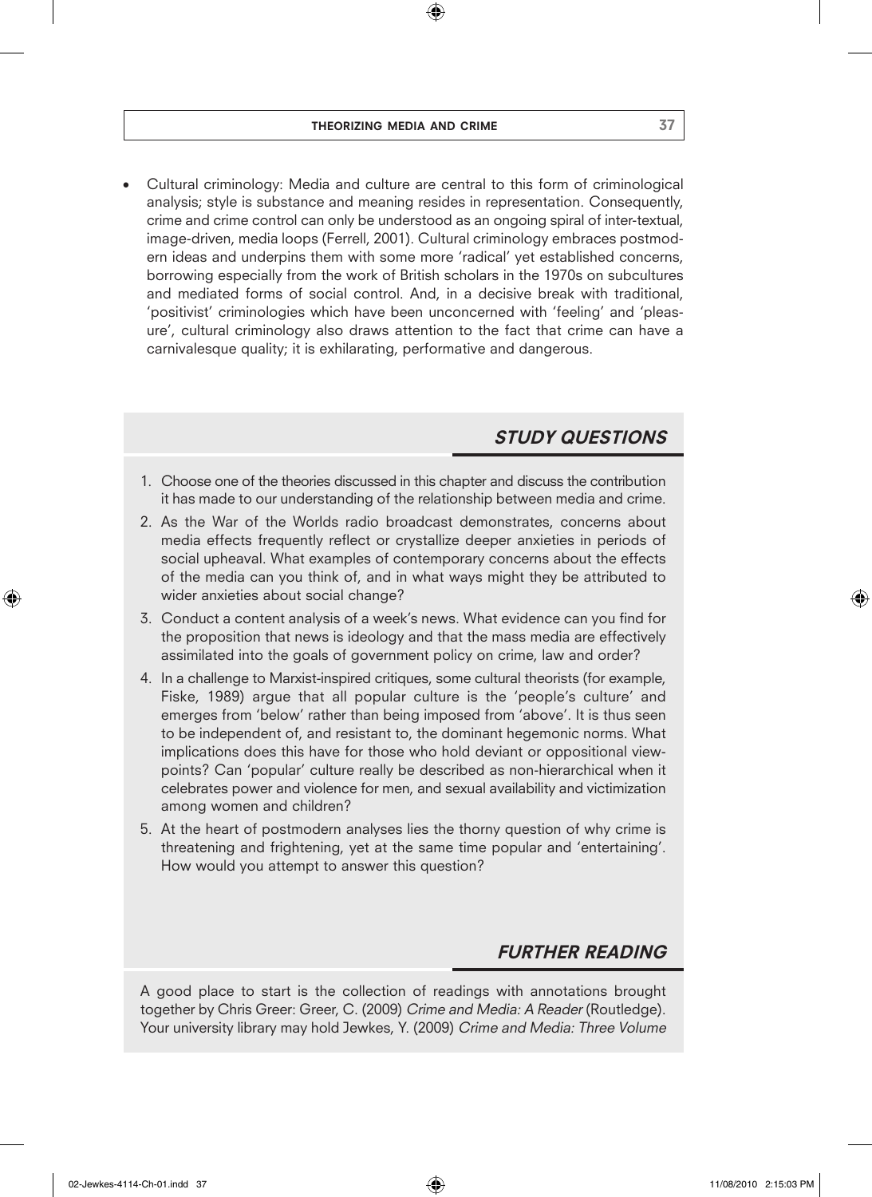- Cultural criminology: Media and culture are central to this form of criminological analysis; style is substance and meaning resides in representation. Consequently, crime and crime control can only be understood as an ongoing spiral of inter-textual, image-driven, media loops (Ferrell, 2001). Cultural criminology embraces postmodern ideas and underpins them with some more 'radical' yet established concerns, borrowing especially from the work of British scholars in the 1970s on subcultures and mediated forms of social control. And, in a decisive break with traditional, 'positivist' criminologies which have been unconcerned with 'feeling' and 'pleasure', cultural criminology also draws attention to the fact that crime can have a carnivalesque quality; it is exhilarating, performative and dangerous.

## *STUDY QUESTIONS*

1. Choose one of the theories discussed in this chapter and discuss the contribution it has made to our understanding of the relationship between media and crime.
2. As the War of the Worlds radio broadcast demonstrates, concerns about media effects frequently reflect or crystallize deeper anxieties in periods of social upheaval. What examples of contemporary concerns about the effects of the media can you think of, and in what ways might they be attributed to wider anxieties about social change?
3. Conduct a content analysis of a week's news. What evidence can you find for the proposition that news is ideology and that the mass media are effectively assimilated into the goals of government policy on crime, law and order?
4. In a challenge to Marxist-inspired critiques, some cultural theorists (for example, Fiske, 1989) argue that all popular culture is the 'people's culture' and emerges from 'below' rather than being imposed from 'above'. It is thus seen to be independent of, and resistant to, the dominant hegemonic norms. What implications does this have for those who hold deviant or oppositional viewpoints? Can 'popular' culture really be described as non-hierarchical when it celebrates power and violence for men, and sexual availability and victimization among women and children?
5. At the heart of postmodern analyses lies the thorny question of why crime is threatening and frightening, yet at the same time popular and 'entertaining'. How would you attempt to answer this question?

## *FURTHER READING*

A good place to start is the collection of readings with annotations brought together by Chris Greer: Greer, C. (2009) *Crime and Media: A Reader* (Routledge). Your university library may hold Jewkes, Y. (2009) *Crime and Media: Three Volume*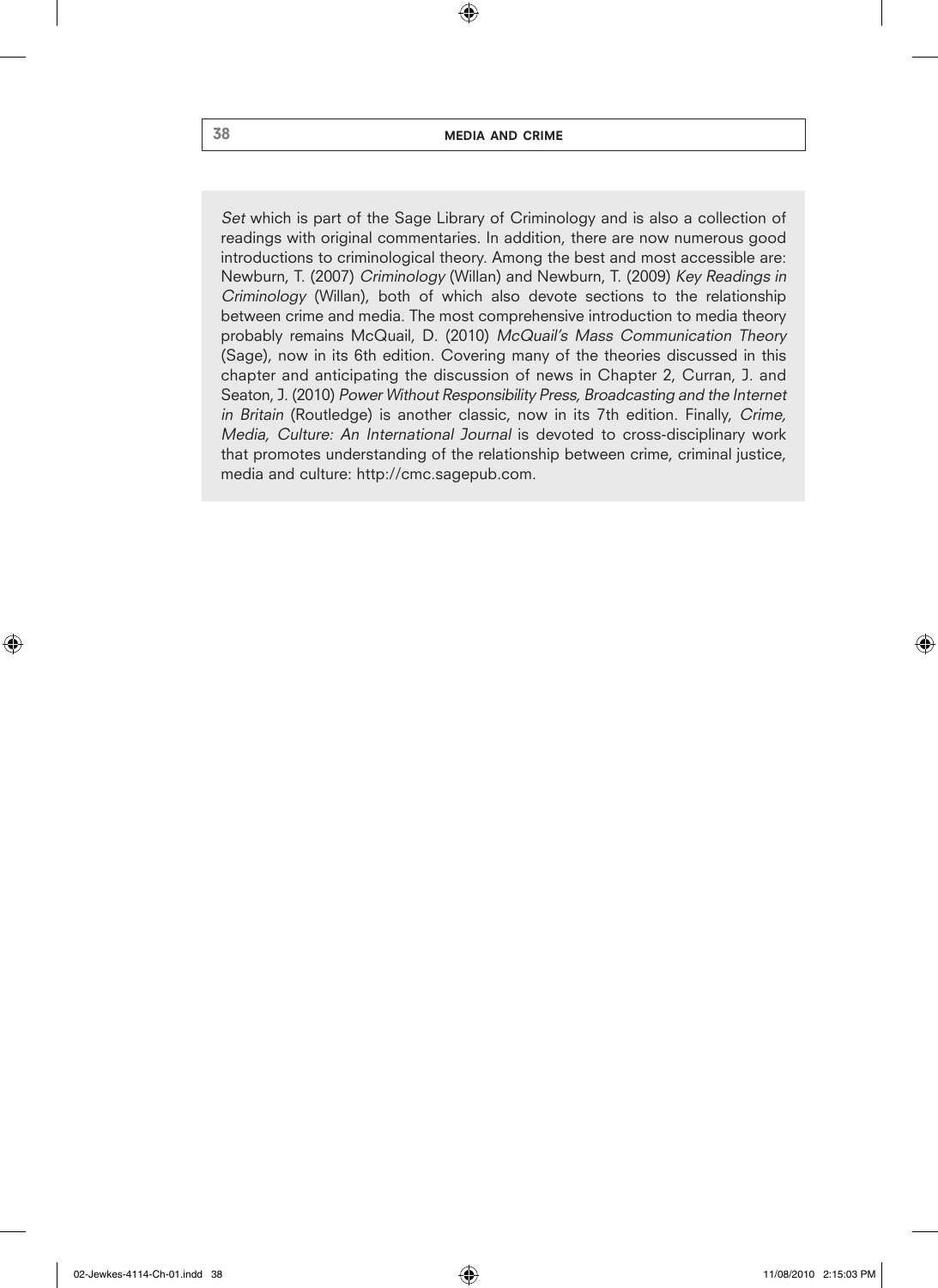*Set* which is part of the Sage Library of Criminology and is also a collection of readings with original commentaries. In addition, there are now numerous good introductions to criminological theory. Among the best and most accessible are: Newburn, T. (2007) *Criminology* (Willan) and Newburn, T. (2009) *Key Readings in Criminology* (Willan), both of which also devote sections to the relationship between crime and media. The most comprehensive introduction to media theory probably remains McQuail, D. (2010) *McQuail's Mass Communication Theory* (Sage), now in its 6th edition. Covering many of the theories discussed in this chapter and anticipating the discussion of news in Chapter 2, Curran, J. and Seaton, J. (2010) *Power Without Responsibility Press, Broadcasting and the Internet in Britain* (Routledge) is another classic, now in its 7th edition. Finally, *Crime, Media, Culture: An International Journal* is devoted to cross-disciplinary work that promotes understanding of the relationship between crime, criminal justice, media and culture: http://cmc.sagepub.com.